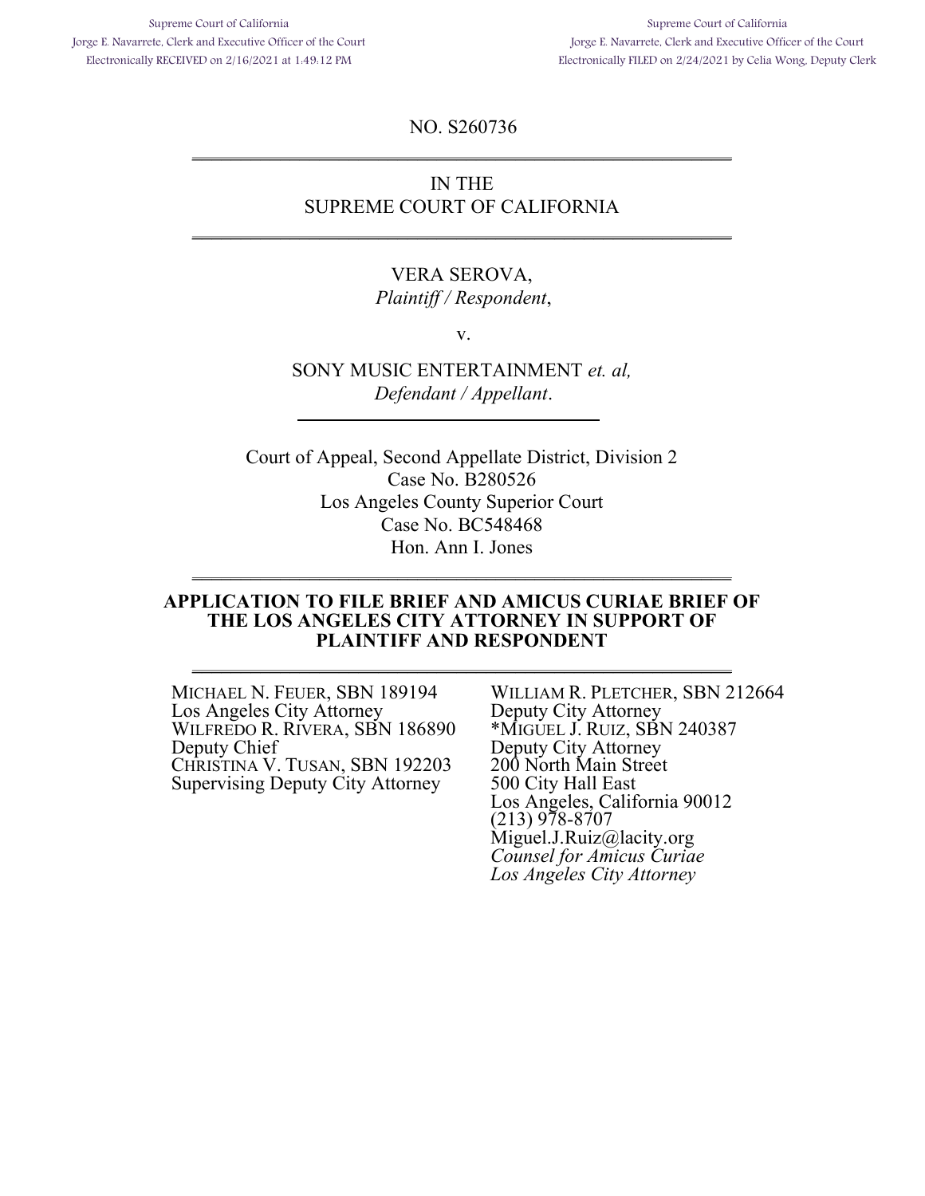Supreme Court of California
Jorge E. Navarrete, Clerk and Executive Officer of the Court
Electronically RECEIVED on 2/16/2021 at 1:49:12 PM

Supreme Court of California
Jorge E. Navarrete, Clerk and Executive Officer of the Court
Electronically FILED on 2/24/2021 by Celia Wong, Deputy Clerk

NO. S260736

IN THE
SUPREME COURT OF CALIFORNIA

VERA SEROVA,
*Plaintiff / Respondent*,

v.

SONY MUSIC ENTERTAINMENT *et. al,*
*Defendant / Appellant*.

Court of Appeal, Second Appellate District, Division 2
Case No. B280526
Los Angeles County Superior Court
Case No. BC548468
Hon. Ann I. Jones

**APPLICATION TO FILE BRIEF AND AMICUS CURIAE BRIEF OF THE LOS ANGELES CITY ATTORNEY IN SUPPORT OF PLAINTIFF AND RESPONDENT**

MICHAEL N. FEUER, SBN 189194
Los Angeles City Attorney
WILFREDO R. RIVERA, SBN 186890
Deputy Chief
CHRISTINA V. TUSAN, SBN 192203
Supervising Deputy City Attorney

WILLIAM R. PLETCHER, SBN 212664
Deputy City Attorney
*MIGUEL J. RUIZ, SBN 240387
Deputy City Attorney
200 North Main Street
500 City Hall East
Los Angeles, California 90012
(213) 978-8707
Miguel.J.Ruiz@lacity.org
*Counsel for Amicus Curiae*
*Los Angeles City Attorney*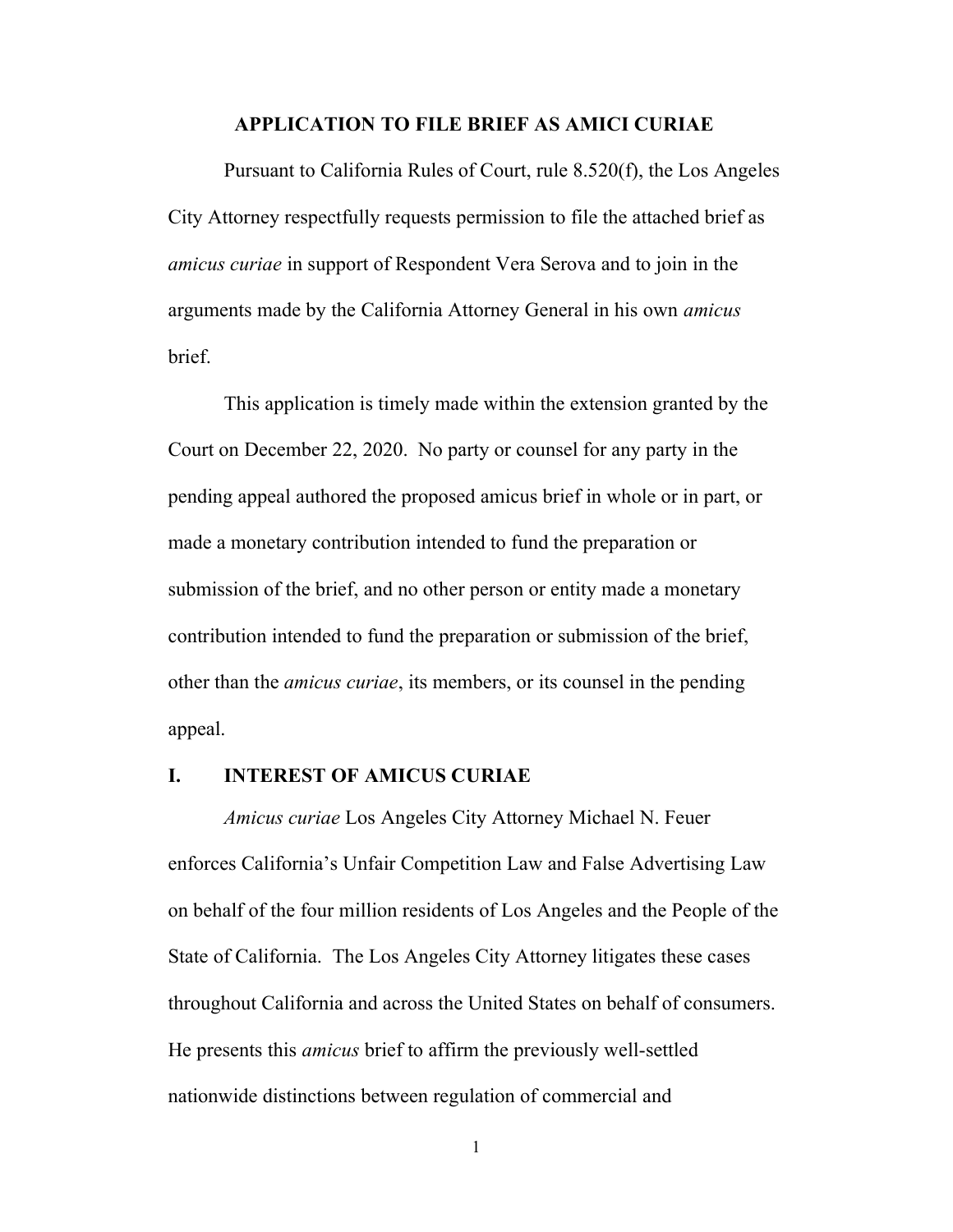## APPLICATION TO FILE BRIEF AS AMICI CURIAE

Pursuant to California Rules of Court, rule 8.520(f), the Los Angeles City Attorney respectfully requests permission to file the attached brief as *amicus curiae* in support of Respondent Vera Serova and to join in the arguments made by the California Attorney General in his own *amicus* brief.

This application is timely made within the extension granted by the Court on December 22, 2020. No party or counsel for any party in the pending appeal authored the proposed amicus brief in whole or in part, or made a monetary contribution intended to fund the preparation or submission of the brief, and no other person or entity made a monetary contribution intended to fund the preparation or submission of the brief, other than the *amicus curiae*, its members, or its counsel in the pending appeal.

### I. INTEREST OF AMICUS CURIAE

*Amicus curiae* Los Angeles City Attorney Michael N. Feuer enforces California's Unfair Competition Law and False Advertising Law on behalf of the four million residents of Los Angeles and the People of the State of California. The Los Angeles City Attorney litigates these cases throughout California and across the United States on behalf of consumers. He presents this *amicus* brief to affirm the previously well-settled nationwide distinctions between regulation of commercial and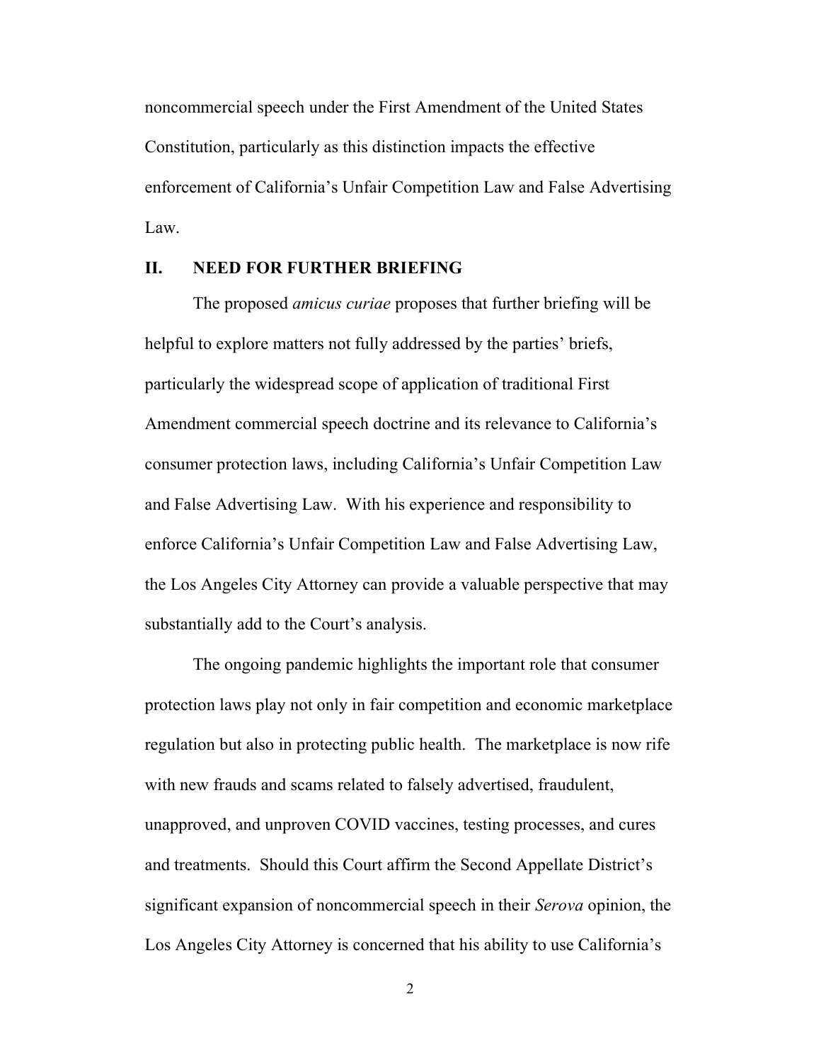noncommercial speech under the First Amendment of the United States Constitution, particularly as this distinction impacts the effective enforcement of California's Unfair Competition Law and False Advertising Law.

## II. NEED FOR FURTHER BRIEFING

The proposed *amicus curiae* proposes that further briefing will be helpful to explore matters not fully addressed by the parties' briefs, particularly the widespread scope of application of traditional First Amendment commercial speech doctrine and its relevance to California's consumer protection laws, including California's Unfair Competition Law and False Advertising Law. With his experience and responsibility to enforce California's Unfair Competition Law and False Advertising Law, the Los Angeles City Attorney can provide a valuable perspective that may substantially add to the Court's analysis.

The ongoing pandemic highlights the important role that consumer protection laws play not only in fair competition and economic marketplace regulation but also in protecting public health. The marketplace is now rife with new frauds and scams related to falsely advertised, fraudulent, unapproved, and unproven COVID vaccines, testing processes, and cures and treatments. Should this Court affirm the Second Appellate District's significant expansion of noncommercial speech in their *Serova* opinion, the Los Angeles City Attorney is concerned that his ability to use California's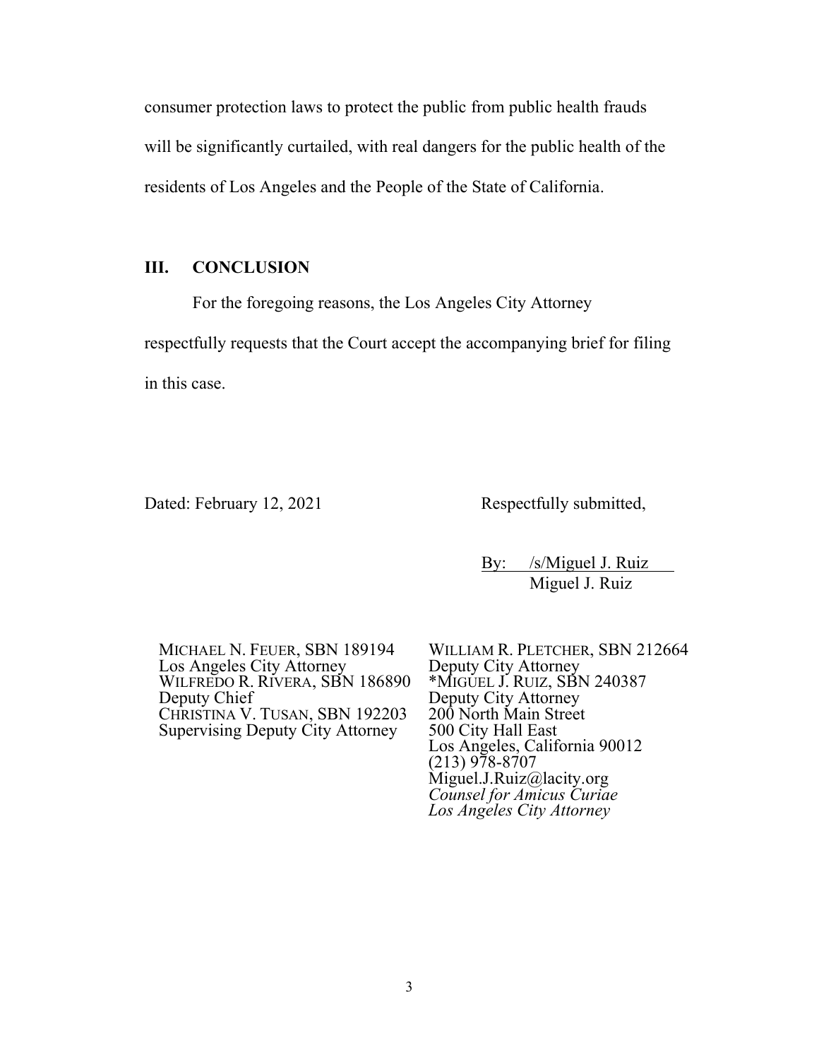consumer protection laws to protect the public from public health frauds will be significantly curtailed, with real dangers for the public health of the residents of Los Angeles and the People of the State of California.

## III. CONCLUSION

For the foregoing reasons, the Los Angeles City Attorney respectfully requests that the Court accept the accompanying brief for filing in this case.

Dated: February 12, 2021

Respectfully submitted,

By: /s/Miguel J. Ruiz
Miguel J. Ruiz

MICHAEL N. FEUER, SBN 189194
Los Angeles City Attorney
WILFREDO R. RIVERA, SBN 186890
Deputy Chief
CHRISTINA V. TUSAN, SBN 192203
Supervising Deputy City Attorney

WILLIAM R. PLETCHER, SBN 212664
Deputy City Attorney
*MIGUEL J. RUIZ, SBN 240387
Deputy City Attorney
200 North Main Street
500 City Hall East
Los Angeles, California 90012
(213) 978-8707
Miguel.J.Ruiz@lacity.org
*Counsel for Amicus Curiae*
*Los Angeles City Attorney*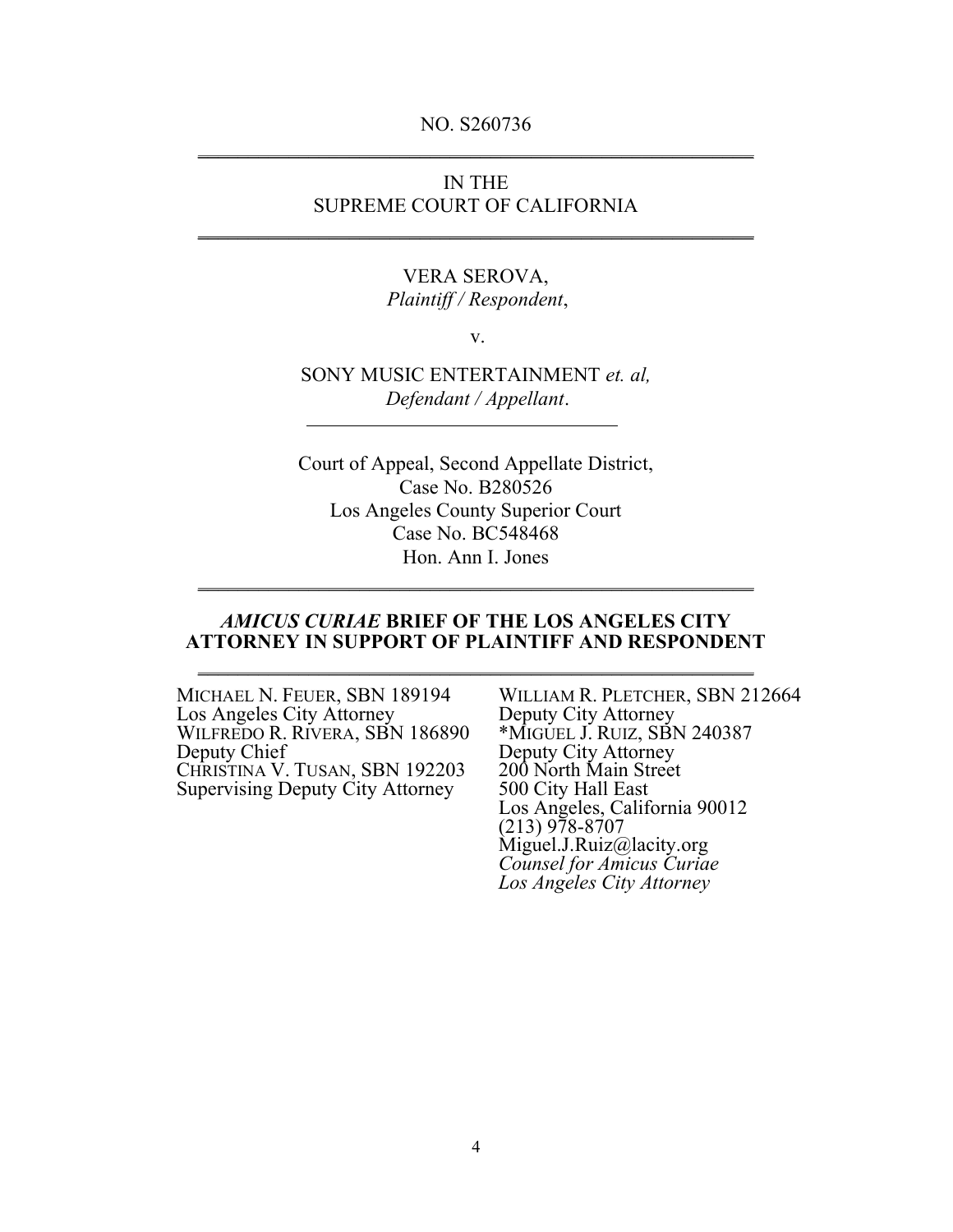NO. S260736

---

IN THE
SUPREME COURT OF CALIFORNIA

---

VERA SEROVA,
*Plaintiff / Respondent*,

v.

SONY MUSIC ENTERTAINMENT *et. al,*
*Defendant / Appellant*.

---

Court of Appeal, Second Appellate District,
Case No. B280526
Los Angeles County Superior Court
Case No. BC548468
Hon. Ann I. Jones

---

## *AMICUS CURIAE* BRIEF OF THE LOS ANGELES CITY ATTORNEY IN SUPPORT OF PLAINTIFF AND RESPONDENT

---

MICHAEL N. FEUER, SBN 189194
Los Angeles City Attorney
WILFREDO R. RIVERA, SBN 186890
Deputy Chief
CHRISTINA V. TUSAN, SBN 192203
Supervising Deputy City Attorney

WILLIAM R. PLETCHER, SBN 212664
Deputy City Attorney
*MIGUEL J. RUIZ, SBN 240387
Deputy City Attorney
200 North Main Street
500 City Hall East
Los Angeles, California 90012
(213) 978-8707
Miguel.J.Ruiz@lacity.org
*Counsel for Amicus Curiae*
*Los Angeles City Attorney*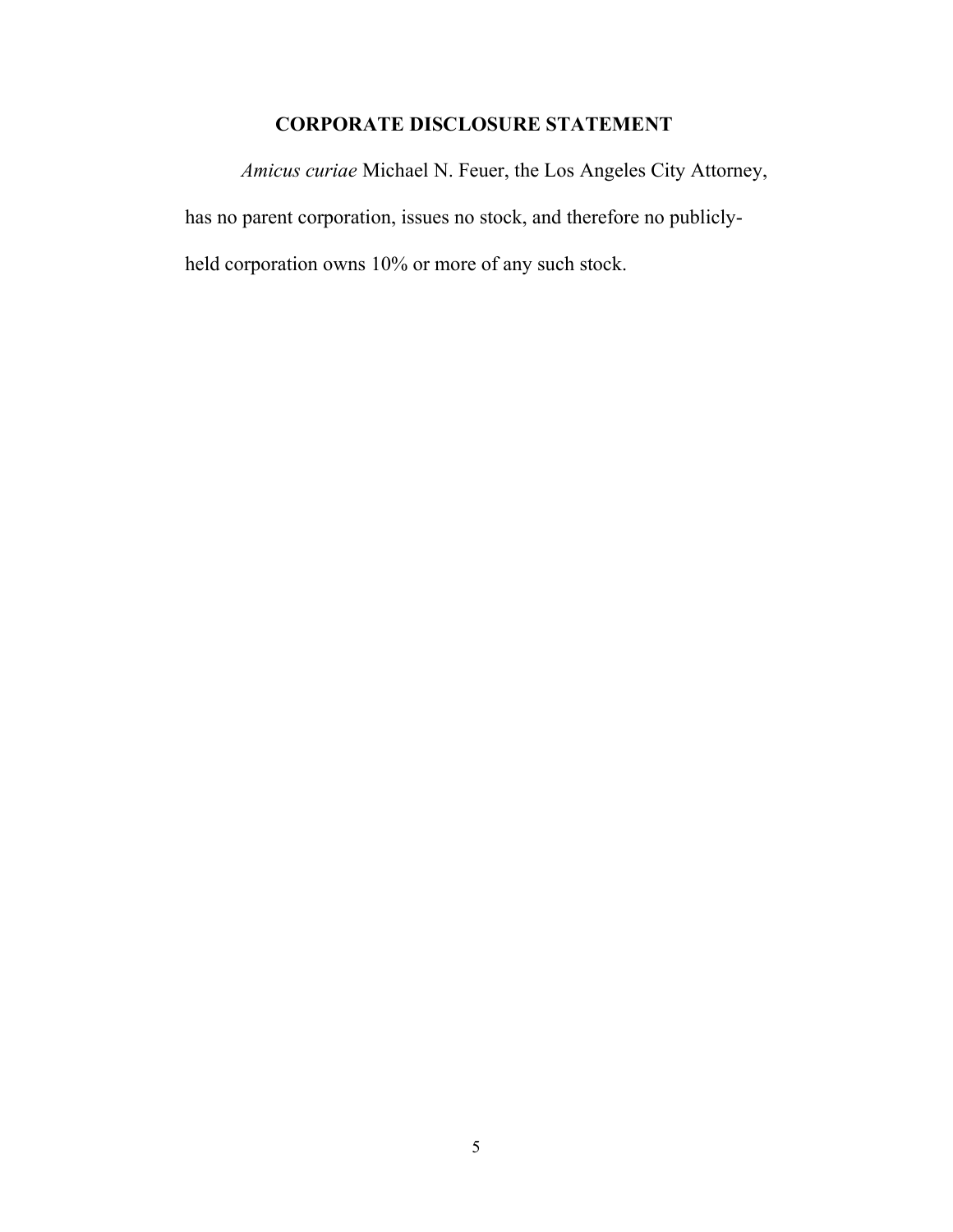## CORPORATE DISCLOSURE STATEMENT

*Amicus curiae* Michael N. Feuer, the Los Angeles City Attorney, has no parent corporation, issues no stock, and therefore no publicly-held corporation owns 10% or more of any such stock.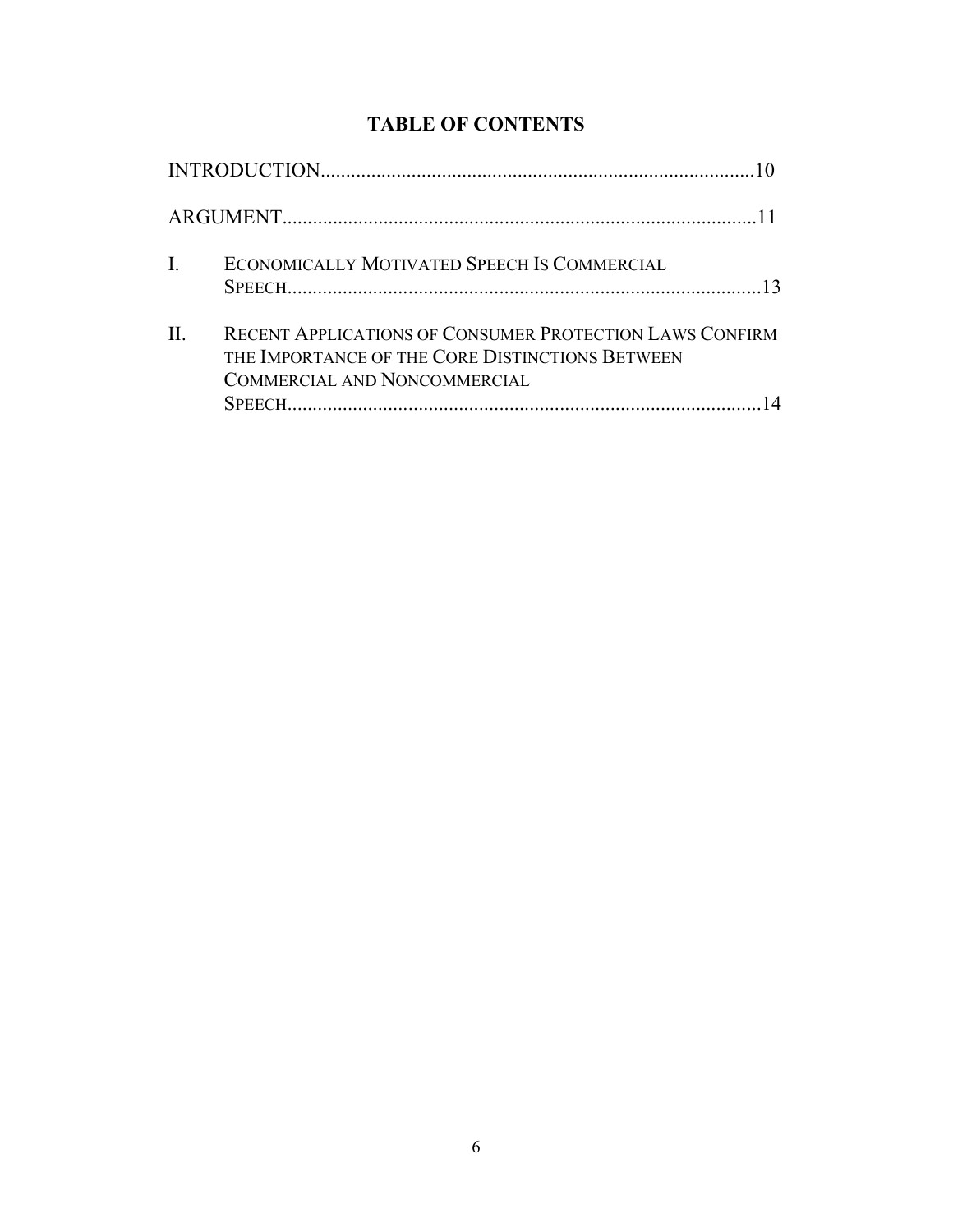## TABLE OF CONTENTS

INTRODUCTION......................................................................................10

ARGUMENT.............................................................................................11

I. ECONOMICALLY MOTIVATED SPEECH IS COMMERCIAL SPEECH.............................................................................................13

II. RECENT APPLICATIONS OF CONSUMER PROTECTION LAWS CONFIRM THE IMPORTANCE OF THE CORE DISTINCTIONS BETWEEN COMMERCIAL AND NONCOMMERCIAL SPEECH..............................................................................................14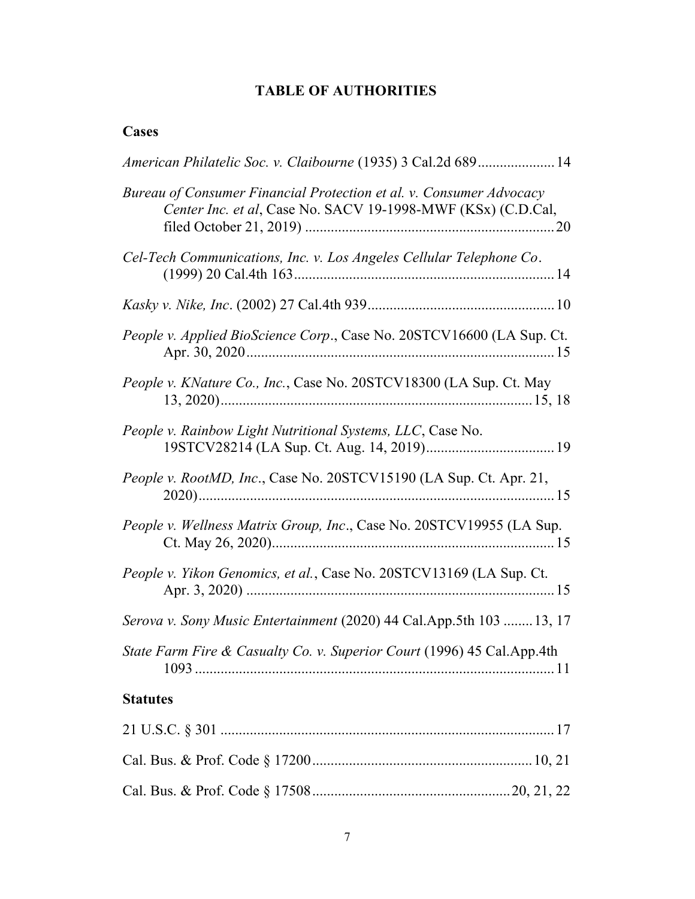# TABLE OF AUTHORITIES

## Cases

*American Philatelic Soc. v. Claibourne* (1935) 3 Cal.2d 689..................... 14

*Bureau of Consumer Financial Protection et al. v. Consumer Advocacy Center Inc. et al*, Case No. SACV 19-1998-MWF (KSx) (C.D.Cal, filed October 21, 2019) .................................................................. 20

*Cel-Tech Communications, Inc. v. Los Angeles Cellular Telephone Co*. (1999) 20 Cal.4th 163...................................................................... 14

*Kasky v. Nike, Inc*. (2002) 27 Cal.4th 939.................................................. 10

*People v. Applied BioScience Corp*., Case No. 20STCV16600 (LA Sup. Ct. Apr. 30, 2020.................................................................................. 15

*People v. KNature Co., Inc.*, Case No. 20STCV18300 (LA Sup. Ct. May 13, 2020).................................................................................... 15, 18

*People v. Rainbow Light Nutritional Systems, LLC*, Case No. 19STCV28214 (LA Sup. Ct. Aug. 14, 2019).................................. 19

*People v. RootMD, Inc*., Case No. 20STCV15190 (LA Sup. Ct. Apr. 21, 2020)............................................................................................... 15

*People v. Wellness Matrix Group, Inc*., Case No. 20STCV19955 (LA Sup. Ct. May 26, 2020)............................................................................ 15

*People v. Yikon Genomics, et al.*, Case No. 20STCV13169 (LA Sup. Ct. Apr. 3, 2020) ................................................................................... 15

*Serova v. Sony Music Entertainment* (2020) 44 Cal.App.5th 103 ........ 13, 17

*State Farm Fire & Casualty Co. v. Superior Court* (1996) 45 Cal.App.4th 1093 ................................................................................................. 11

## Statutes

21 U.S.C. § 301 .......................................................................................... 17

Cal. Bus. & Prof. Code § 17200............................................................ 10, 21

Cal. Bus. & Prof. Code § 17508.....................................................20, 21, 22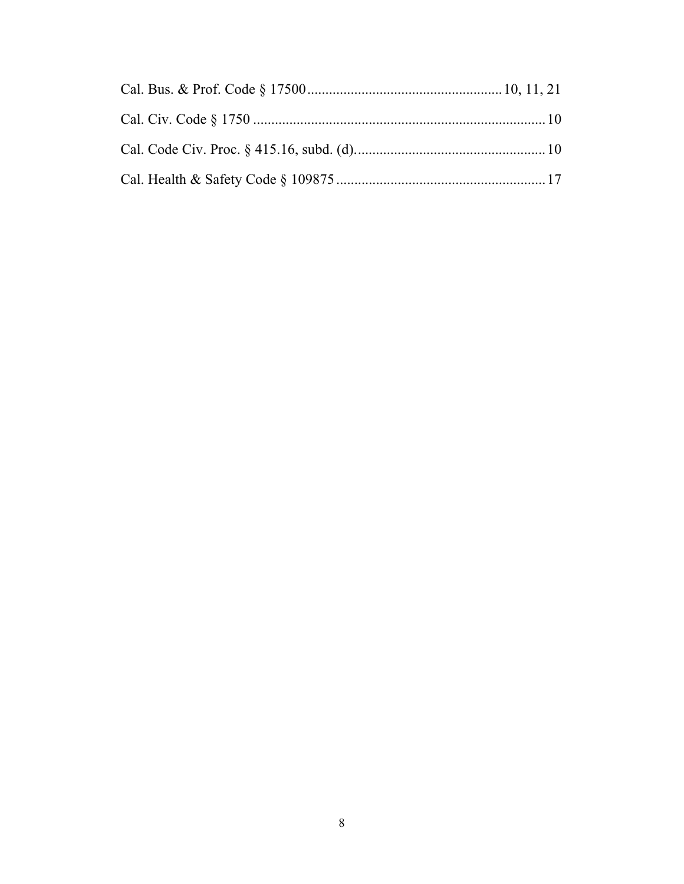Cal. Bus. & Prof. Code § 17500 ..................................................... 10, 11, 21

Cal. Civ. Code § 1750 ................................................................................ 10

Cal. Code Civ. Proc. § 415.16, subd. (d). ................................................... 10

Cal. Health & Safety Code § 109875 ......................................................... 17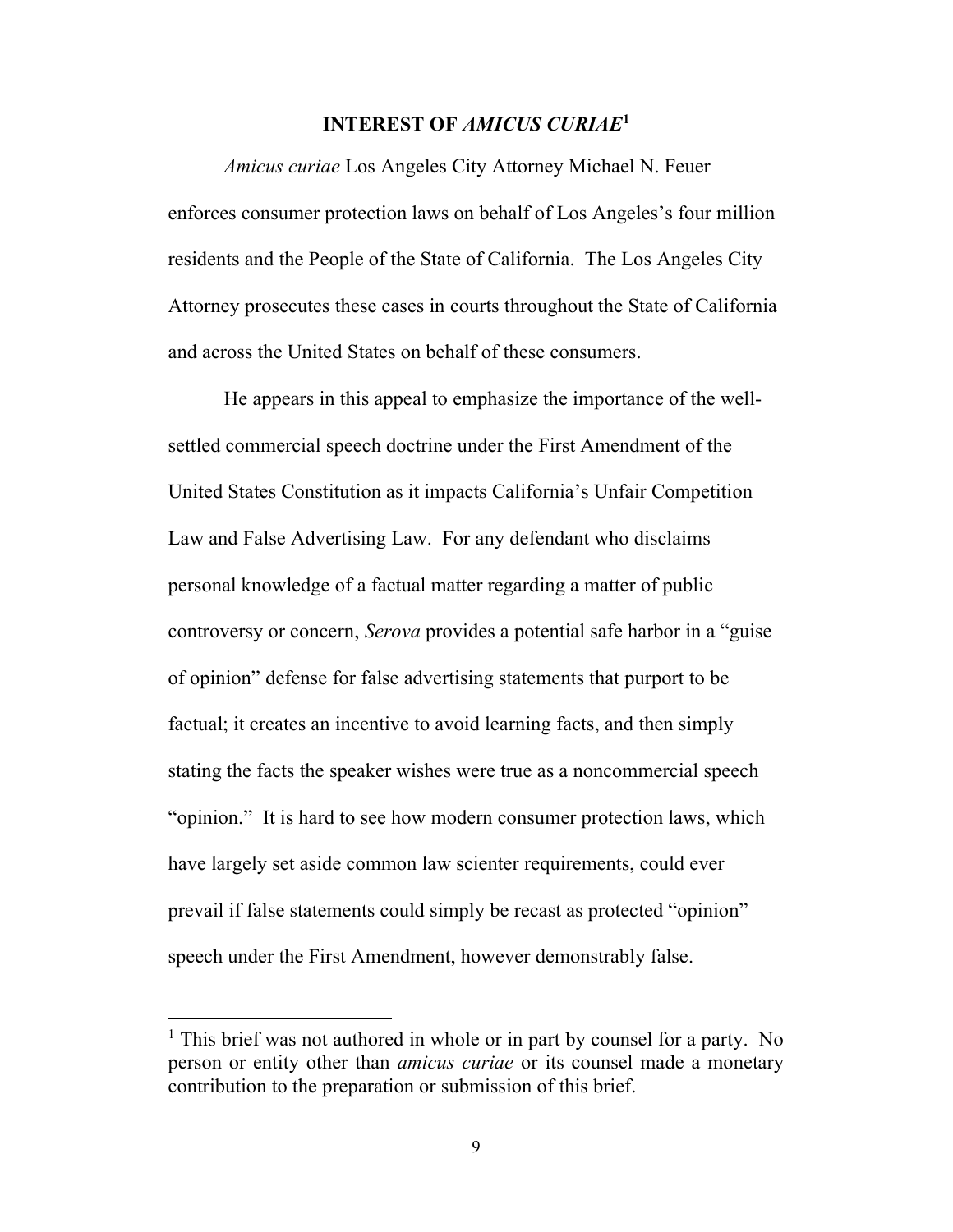## INTEREST OF *AMICUS CURIAE*[1]

*Amicus curiae* Los Angeles City Attorney Michael N. Feuer enforces consumer protection laws on behalf of Los Angeles's four million residents and the People of the State of California. The Los Angeles City Attorney prosecutes these cases in courts throughout the State of California and across the United States on behalf of these consumers.

He appears in this appeal to emphasize the importance of the well-settled commercial speech doctrine under the First Amendment of the United States Constitution as it impacts California's Unfair Competition Law and False Advertising Law. For any defendant who disclaims personal knowledge of a factual matter regarding a matter of public controversy or concern, *Serova* provides a potential safe harbor in a "guise of opinion" defense for false advertising statements that purport to be factual; it creates an incentive to avoid learning facts, and then simply stating the facts the speaker wishes were true as a noncommercial speech "opinion." It is hard to see how modern consumer protection laws, which have largely set aside common law scienter requirements, could ever prevail if false statements could simply be recast as protected "opinion" speech under the First Amendment, however demonstrably false.

---

[1] This brief was not authored in whole or in part by counsel for a party. No person or entity other than *amicus curiae* or its counsel made a monetary contribution to the preparation or submission of this brief.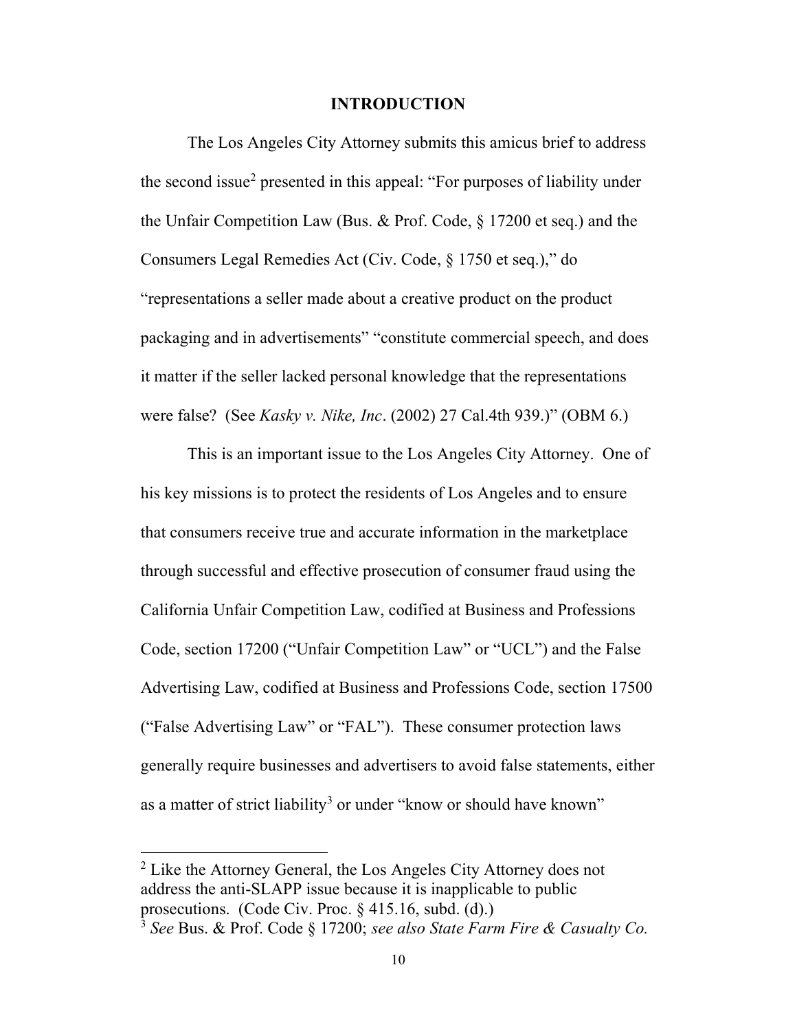## INTRODUCTION

The Los Angeles City Attorney submits this amicus brief to address the second issue[2] presented in this appeal: "For purposes of liability under the Unfair Competition Law (Bus. & Prof. Code, § 17200 et seq.) and the Consumers Legal Remedies Act (Civ. Code, § 1750 et seq.)," do "representations a seller made about a creative product on the product packaging and in advertisements" "constitute commercial speech, and does it matter if the seller lacked personal knowledge that the representations were false? (See *Kasky v. Nike, Inc*. (2002) 27 Cal.4th 939.)" (OBM 6.)

This is an important issue to the Los Angeles City Attorney. One of his key missions is to protect the residents of Los Angeles and to ensure that consumers receive true and accurate information in the marketplace through successful and effective prosecution of consumer fraud using the California Unfair Competition Law, codified at Business and Professions Code, section 17200 ("Unfair Competition Law" or "UCL") and the False Advertising Law, codified at Business and Professions Code, section 17500 ("False Advertising Law" or "FAL"). These consumer protection laws generally require businesses and advertisers to avoid false statements, either as a matter of strict liability[3] or under "know or should have known"

---

[2] Like the Attorney General, the Los Angeles City Attorney does not address the anti-SLAPP issue because it is inapplicable to public prosecutions. (Code Civ. Proc. § 415.16, subd. (d).)

[3] *See* Bus. & Prof. Code § 17200; *see also State Farm Fire & Casualty Co.*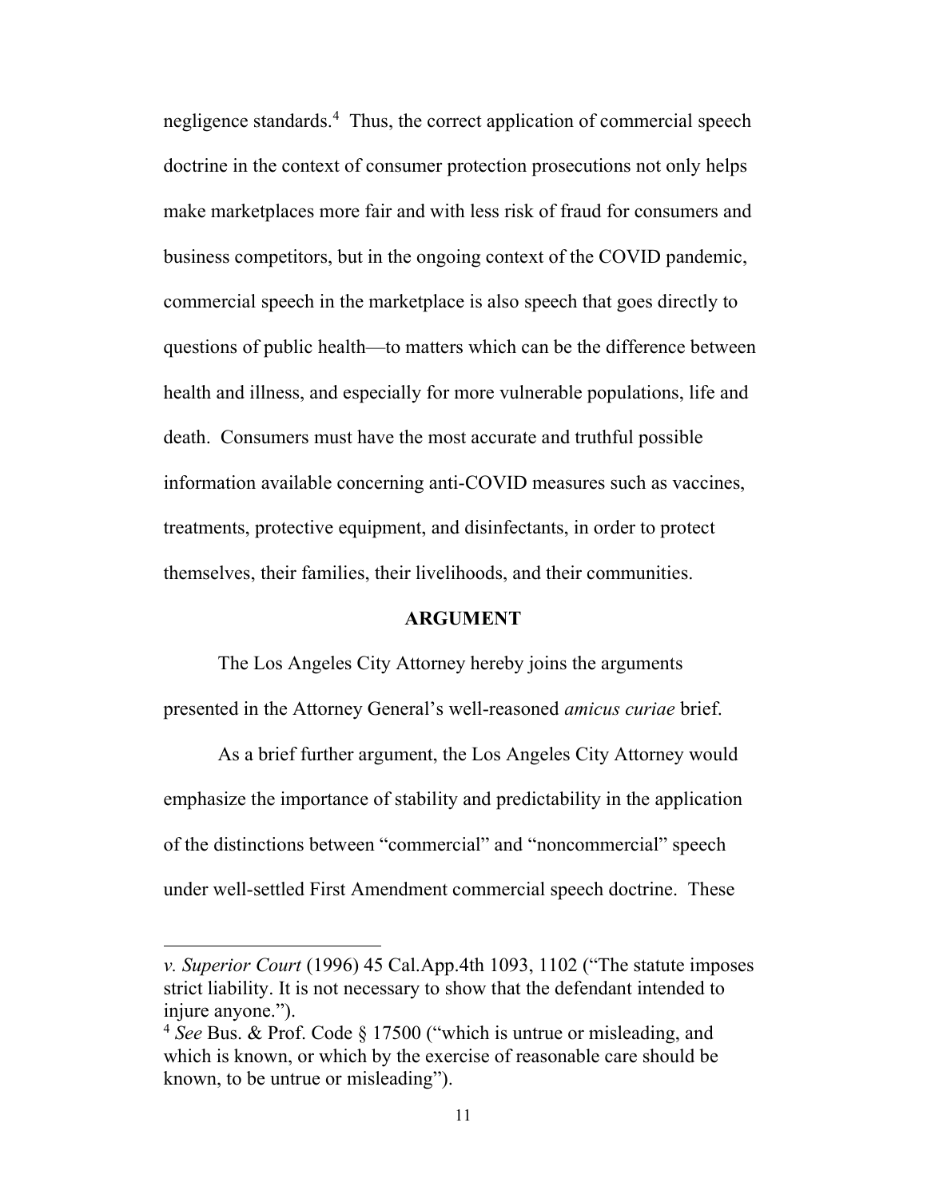negligence standards.[4] Thus, the correct application of commercial speech doctrine in the context of consumer protection prosecutions not only helps make marketplaces more fair and with less risk of fraud for consumers and business competitors, but in the ongoing context of the COVID pandemic, commercial speech in the marketplace is also speech that goes directly to questions of public health—to matters which can be the difference between health and illness, and especially for more vulnerable populations, life and death. Consumers must have the most accurate and truthful possible information available concerning anti-COVID measures such as vaccines, treatments, protective equipment, and disinfectants, in order to protect themselves, their families, their livelihoods, and their communities.

## ARGUMENT

The Los Angeles City Attorney hereby joins the arguments presented in the Attorney General's well-reasoned *amicus curiae* brief.

As a brief further argument, the Los Angeles City Attorney would emphasize the importance of stability and predictability in the application of the distinctions between "commercial" and "noncommercial" speech under well-settled First Amendment commercial speech doctrine. These

---

*v. Superior Court* (1996) 45 Cal.App.4th 1093, 1102 ("The statute imposes strict liability. It is not necessary to show that the defendant intended to injure anyone.").

[4] *See* Bus. & Prof. Code § 17500 ("which is untrue or misleading, and which is known, or which by the exercise of reasonable care should be known, to be untrue or misleading").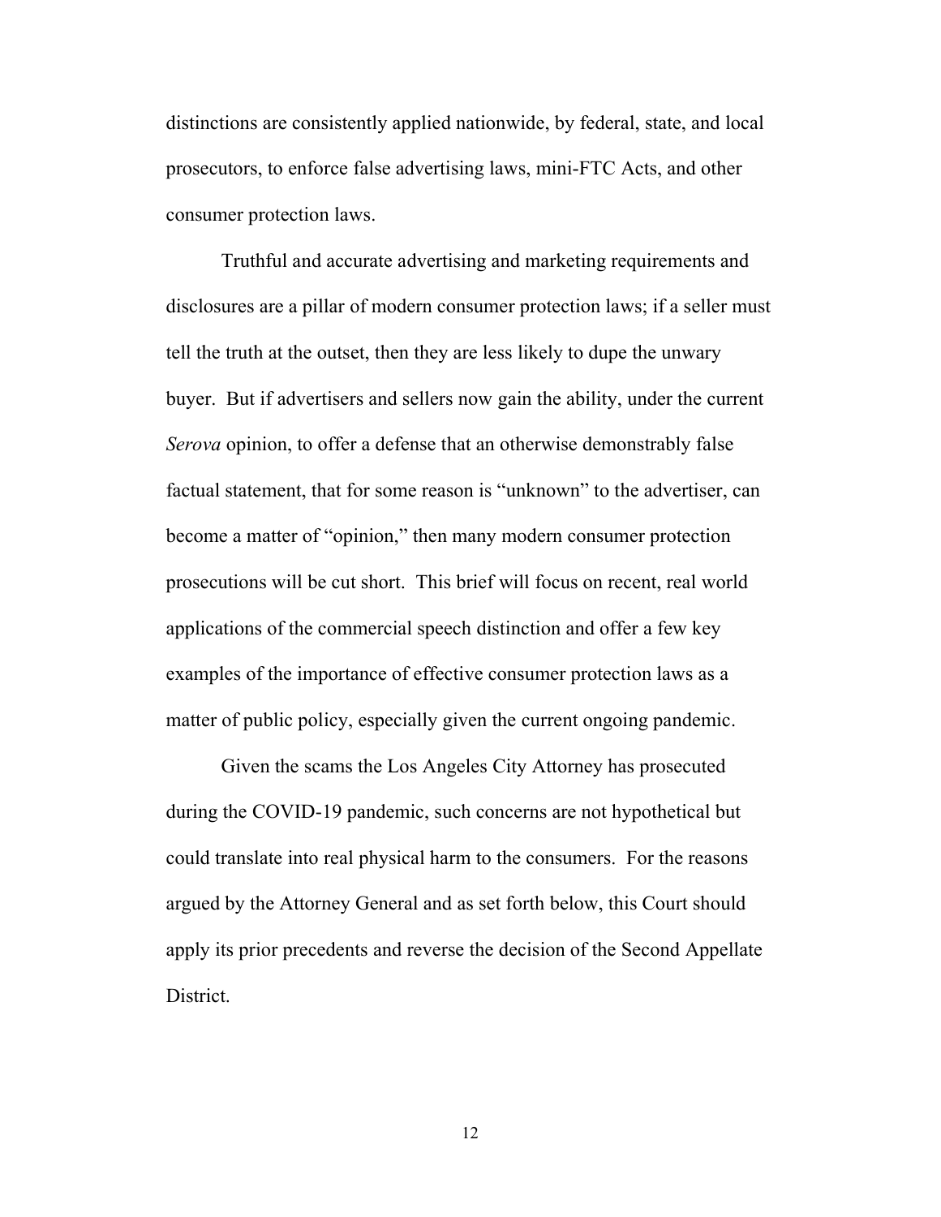distinctions are consistently applied nationwide, by federal, state, and local prosecutors, to enforce false advertising laws, mini-FTC Acts, and other consumer protection laws.

Truthful and accurate advertising and marketing requirements and disclosures are a pillar of modern consumer protection laws; if a seller must tell the truth at the outset, then they are less likely to dupe the unwary buyer. But if advertisers and sellers now gain the ability, under the current *Serova* opinion, to offer a defense that an otherwise demonstrably false factual statement, that for some reason is "unknown" to the advertiser, can become a matter of "opinion," then many modern consumer protection prosecutions will be cut short. This brief will focus on recent, real world applications of the commercial speech distinction and offer a few key examples of the importance of effective consumer protection laws as a matter of public policy, especially given the current ongoing pandemic.

Given the scams the Los Angeles City Attorney has prosecuted during the COVID-19 pandemic, such concerns are not hypothetical but could translate into real physical harm to the consumers. For the reasons argued by the Attorney General and as set forth below, this Court should apply its prior precedents and reverse the decision of the Second Appellate District.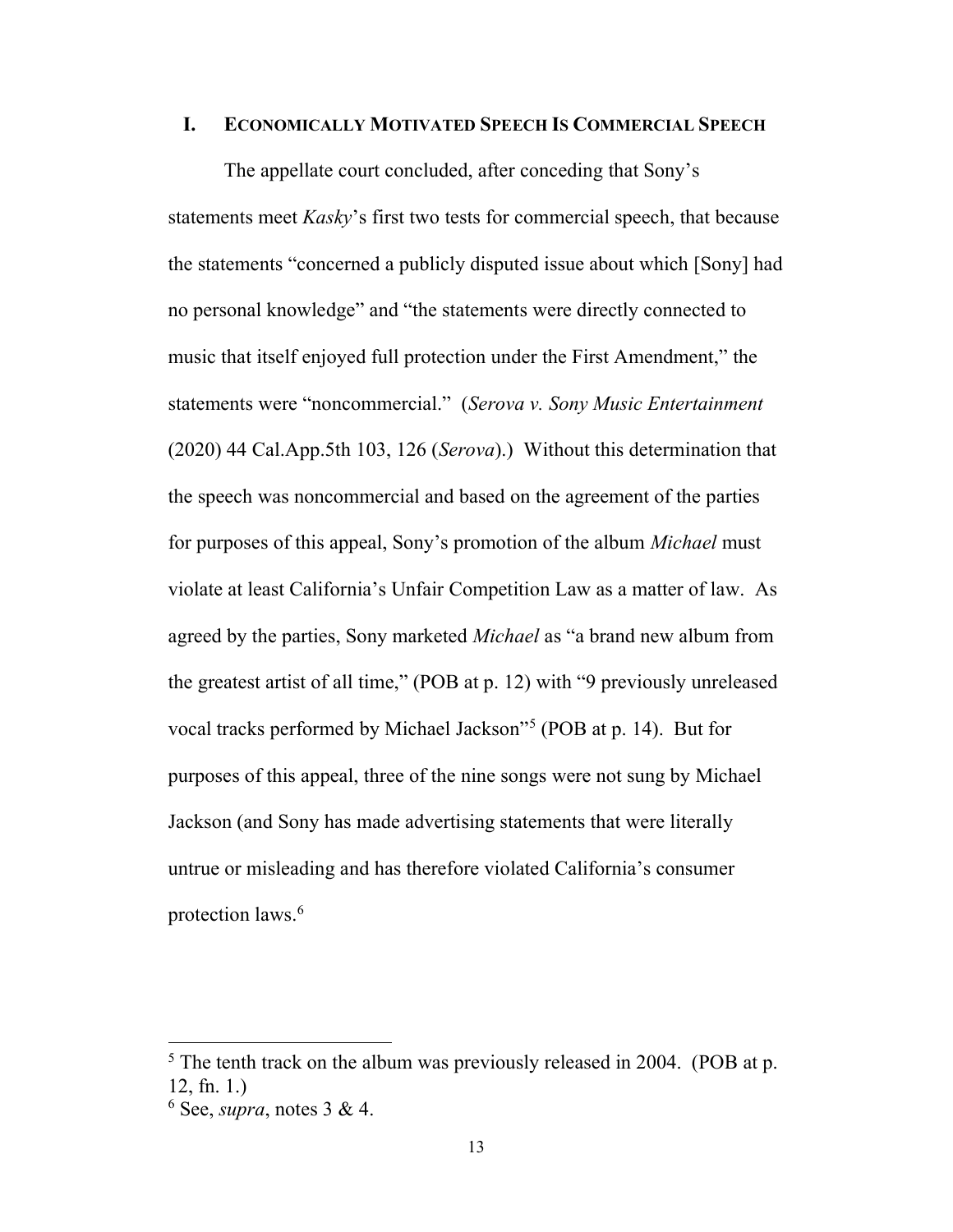## I. ECONOMICALLY MOTIVATED SPEECH IS COMMERCIAL SPEECH

The appellate court concluded, after conceding that Sony's statements meet *Kasky*'s first two tests for commercial speech, that because the statements "concerned a publicly disputed issue about which [Sony] had no personal knowledge" and "the statements were directly connected to music that itself enjoyed full protection under the First Amendment," the statements were "noncommercial." (*Serova v. Sony Music Entertainment* (2020) 44 Cal.App.5th 103, 126 (*Serova*).) Without this determination that the speech was noncommercial and based on the agreement of the parties for purposes of this appeal, Sony's promotion of the album *Michael* must violate at least California's Unfair Competition Law as a matter of law. As agreed by the parties, Sony marketed *Michael* as "a brand new album from the greatest artist of all time," (POB at p. 12) with "9 previously unreleased vocal tracks performed by Michael Jackson"[5] (POB at p. 14). But for purposes of this appeal, three of the nine songs were not sung by Michael Jackson (and Sony has made advertising statements that were literally untrue or misleading and has therefore violated California's consumer protection laws.[6]

---

[5] The tenth track on the album was previously released in 2004. (POB at p. 12, fn. 1.)

[6] See, *supra*, notes 3 & 4.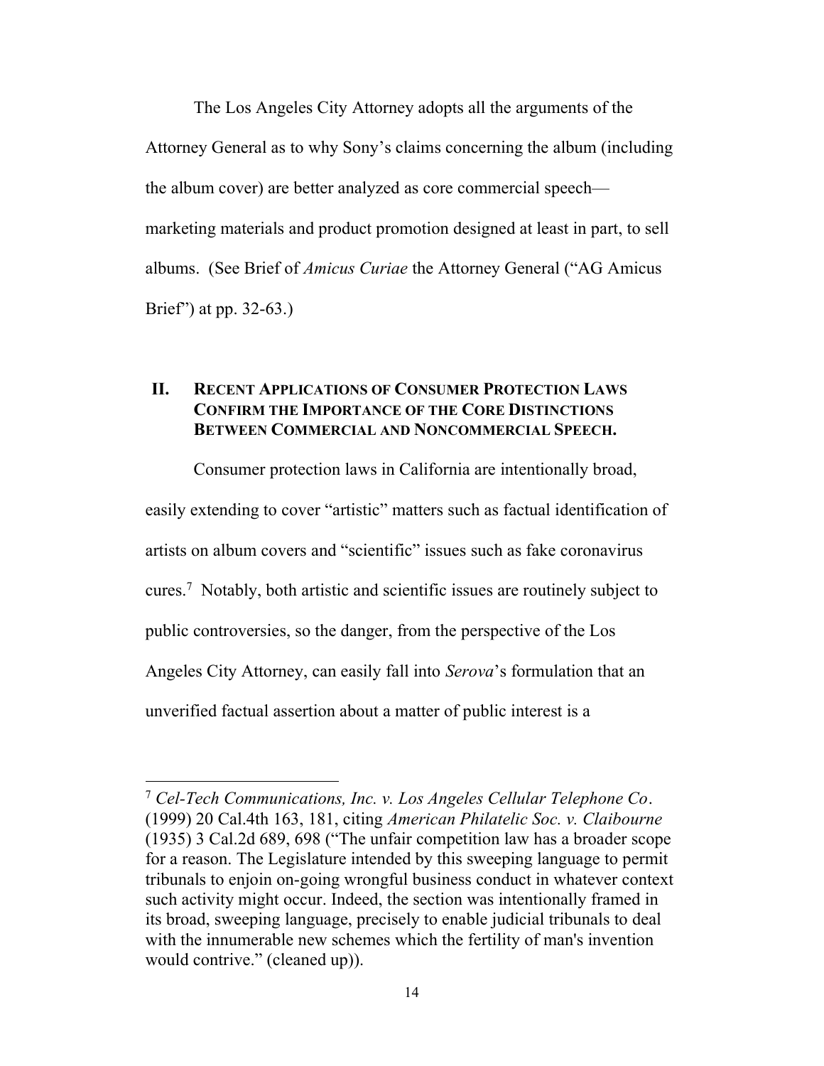The Los Angeles City Attorney adopts all the arguments of the Attorney General as to why Sony's claims concerning the album (including the album cover) are better analyzed as core commercial speech—marketing materials and product promotion designed at least in part, to sell albums. (See Brief of *Amicus Curiae* the Attorney General ("AG Amicus Brief") at pp. 32-63.)

## II. RECENT APPLICATIONS OF CONSUMER PROTECTION LAWS CONFIRM THE IMPORTANCE OF THE CORE DISTINCTIONS BETWEEN COMMERCIAL AND NONCOMMERCIAL SPEECH.

Consumer protection laws in California are intentionally broad, easily extending to cover "artistic" matters such as factual identification of artists on album covers and "scientific" issues such as fake coronavirus cures.[7] Notably, both artistic and scientific issues are routinely subject to public controversies, so the danger, from the perspective of the Los Angeles City Attorney, can easily fall into *Serova*'s formulation that an unverified factual assertion about a matter of public interest is a

---

[7] *Cel-Tech Communications, Inc. v. Los Angeles Cellular Telephone Co*. (1999) 20 Cal.4th 163, 181, citing *American Philatelic Soc. v. Claibourne* (1935) 3 Cal.2d 689, 698 ("The unfair competition law has a broader scope for a reason. The Legislature intended by this sweeping language to permit tribunals to enjoin on-going wrongful business conduct in whatever context such activity might occur. Indeed, the section was intentionally framed in its broad, sweeping language, precisely to enable judicial tribunals to deal with the innumerable new schemes which the fertility of man's invention would contrive." (cleaned up)).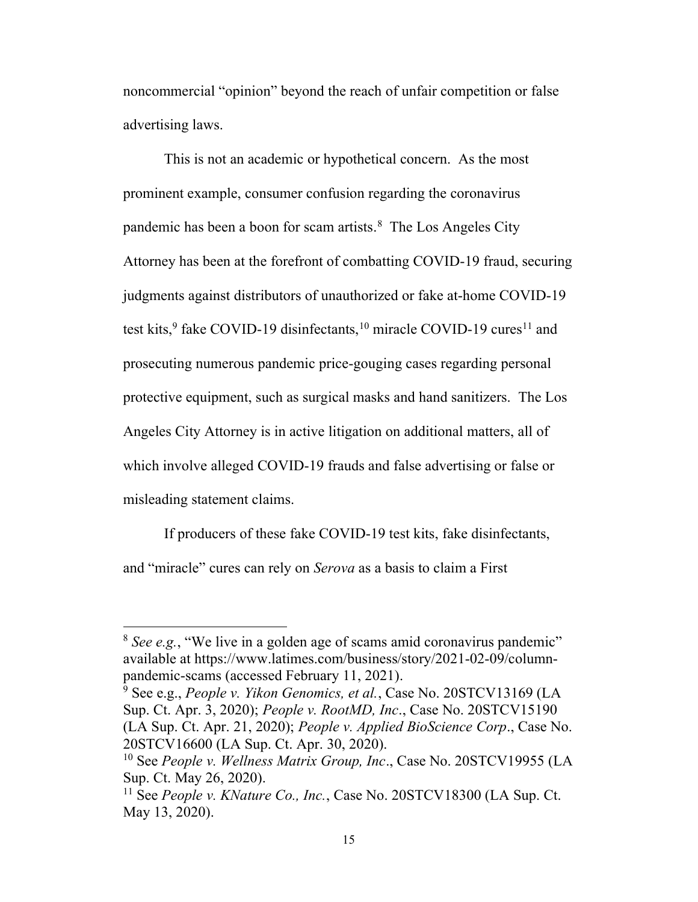noncommercial "opinion" beyond the reach of unfair competition or false advertising laws.

This is not an academic or hypothetical concern. As the most prominent example, consumer confusion regarding the coronavirus pandemic has been a boon for scam artists.[8] The Los Angeles City Attorney has been at the forefront of combatting COVID-19 fraud, securing judgments against distributors of unauthorized or fake at-home COVID-19 test kits,[9] fake COVID-19 disinfectants,[10] miracle COVID-19 cures[11] and prosecuting numerous pandemic price-gouging cases regarding personal protective equipment, such as surgical masks and hand sanitizers. The Los Angeles City Attorney is in active litigation on additional matters, all of which involve alleged COVID-19 frauds and false advertising or false or misleading statement claims.

If producers of these fake COVID-19 test kits, fake disinfectants, and "miracle" cures can rely on *Serova* as a basis to claim a First

---

[8] *See e.g.*, "We live in a golden age of scams amid coronavirus pandemic" available at https://www.latimes.com/business/story/2021-02-09/column-pandemic-scams (accessed February 11, 2021).

[9] See e.g., *People v. Yikon Genomics, et al.*, Case No. 20STCV13169 (LA Sup. Ct. Apr. 3, 2020); *People v. RootMD, Inc*., Case No. 20STCV15190 (LA Sup. Ct. Apr. 21, 2020); *People v. Applied BioScience Corp*., Case No. 20STCV16600 (LA Sup. Ct. Apr. 30, 2020).

[10] See *People v. Wellness Matrix Group, Inc*., Case No. 20STCV19955 (LA Sup. Ct. May 26, 2020).

[11] See *People v. KNature Co., Inc.*, Case No. 20STCV18300 (LA Sup. Ct. May 13, 2020).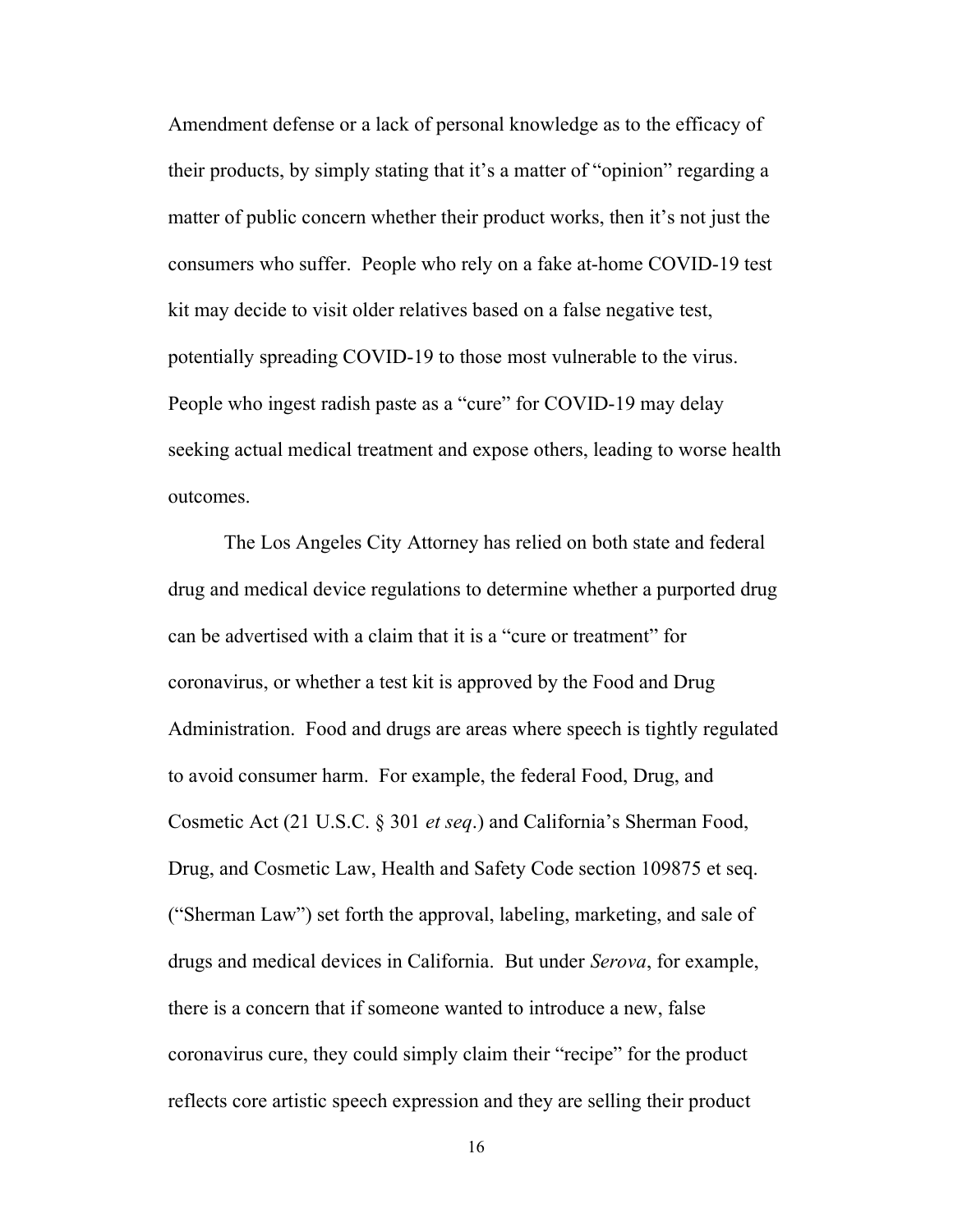Amendment defense or a lack of personal knowledge as to the efficacy of their products, by simply stating that it's a matter of "opinion" regarding a matter of public concern whether their product works, then it's not just the consumers who suffer. People who rely on a fake at-home COVID-19 test kit may decide to visit older relatives based on a false negative test, potentially spreading COVID-19 to those most vulnerable to the virus. People who ingest radish paste as a "cure" for COVID-19 may delay seeking actual medical treatment and expose others, leading to worse health outcomes.

The Los Angeles City Attorney has relied on both state and federal drug and medical device regulations to determine whether a purported drug can be advertised with a claim that it is a "cure or treatment" for coronavirus, or whether a test kit is approved by the Food and Drug Administration. Food and drugs are areas where speech is tightly regulated to avoid consumer harm. For example, the federal Food, Drug, and Cosmetic Act (21 U.S.C. § 301 *et seq*.) and California's Sherman Food, Drug, and Cosmetic Law, Health and Safety Code section 109875 et seq. ("Sherman Law") set forth the approval, labeling, marketing, and sale of drugs and medical devices in California. But under *Serova*, for example, there is a concern that if someone wanted to introduce a new, false coronavirus cure, they could simply claim their "recipe" for the product reflects core artistic speech expression and they are selling their product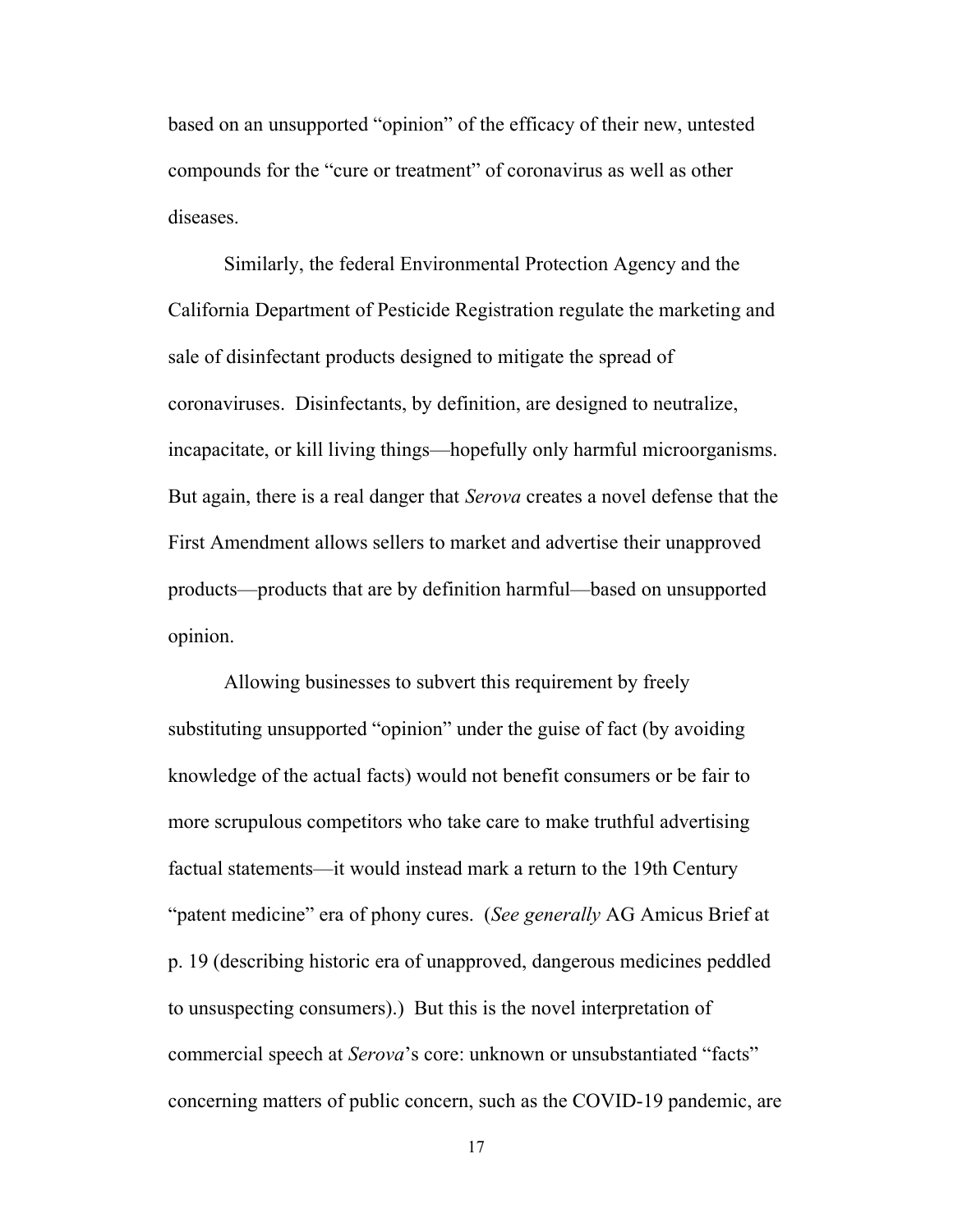based on an unsupported "opinion" of the efficacy of their new, untested compounds for the "cure or treatment" of coronavirus as well as other diseases.

Similarly, the federal Environmental Protection Agency and the California Department of Pesticide Registration regulate the marketing and sale of disinfectant products designed to mitigate the spread of coronaviruses. Disinfectants, by definition, are designed to neutralize, incapacitate, or kill living things—hopefully only harmful microorganisms. But again, there is a real danger that *Serova* creates a novel defense that the First Amendment allows sellers to market and advertise their unapproved products—products that are by definition harmful—based on unsupported opinion.

Allowing businesses to subvert this requirement by freely substituting unsupported "opinion" under the guise of fact (by avoiding knowledge of the actual facts) would not benefit consumers or be fair to more scrupulous competitors who take care to make truthful advertising factual statements—it would instead mark a return to the 19th Century "patent medicine" era of phony cures. (*See generally* AG Amicus Brief at p. 19 (describing historic era of unapproved, dangerous medicines peddled to unsuspecting consumers).) But this is the novel interpretation of commercial speech at *Serova*'s core: unknown or unsubstantiated "facts" concerning matters of public concern, such as the COVID-19 pandemic, are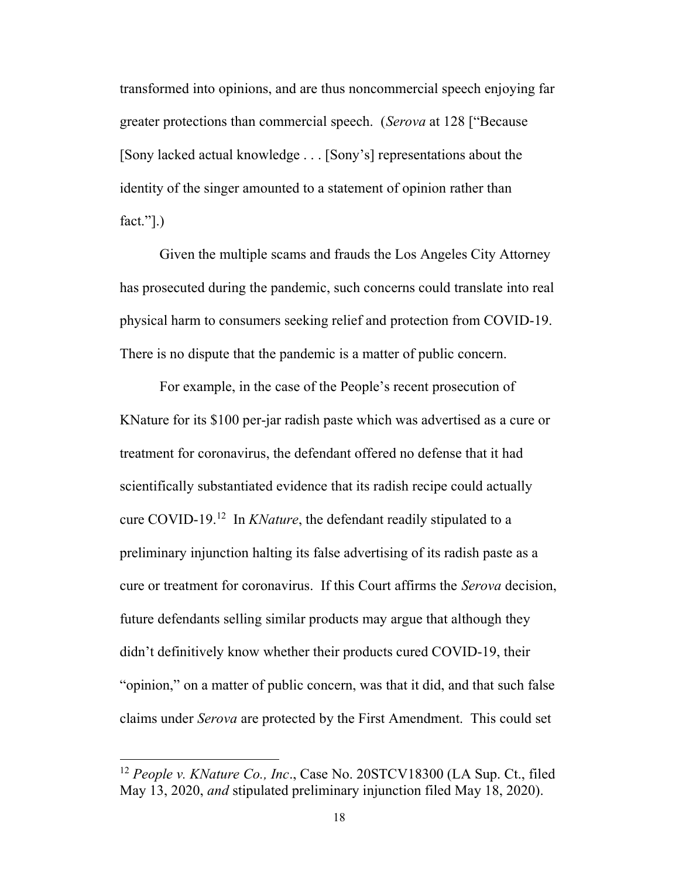transformed into opinions, and are thus noncommercial speech enjoying far greater protections than commercial speech. (*Serova* at 128 ["Because [Sony lacked actual knowledge . . . [Sony's] representations about the identity of the singer amounted to a statement of opinion rather than fact."].)

Given the multiple scams and frauds the Los Angeles City Attorney has prosecuted during the pandemic, such concerns could translate into real physical harm to consumers seeking relief and protection from COVID-19. There is no dispute that the pandemic is a matter of public concern.

For example, in the case of the People's recent prosecution of KNature for its $100 per-jar radish paste which was advertised as a cure or treatment for coronavirus, the defendant offered no defense that it had scientifically substantiated evidence that its radish recipe could actually cure COVID-19.[12] In *KNature*, the defendant readily stipulated to a preliminary injunction halting its false advertising of its radish paste as a cure or treatment for coronavirus. If this Court affirms the *Serova* decision, future defendants selling similar products may argue that although they didn't definitively know whether their products cured COVID-19, their "opinion," on a matter of public concern, was that it did, and that such false claims under *Serova* are protected by the First Amendment. This could set

---

[12] *People v. KNature Co., Inc*., Case No. 20STCV18300 (LA Sup. Ct., filed May 13, 2020, *and* stipulated preliminary injunction filed May 18, 2020).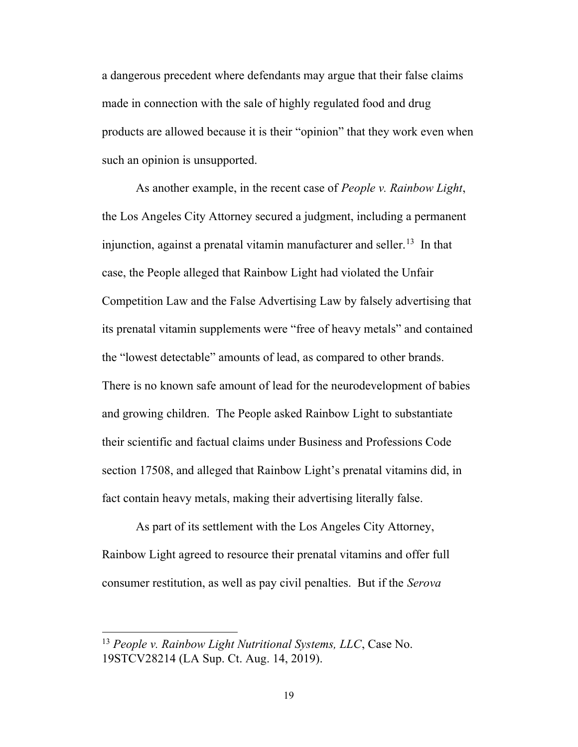a dangerous precedent where defendants may argue that their false claims made in connection with the sale of highly regulated food and drug products are allowed because it is their "opinion" that they work even when such an opinion is unsupported.

As another example, in the recent case of *People v. Rainbow Light*, the Los Angeles City Attorney secured a judgment, including a permanent injunction, against a prenatal vitamin manufacturer and seller.[13] In that case, the People alleged that Rainbow Light had violated the Unfair Competition Law and the False Advertising Law by falsely advertising that its prenatal vitamin supplements were "free of heavy metals" and contained the "lowest detectable" amounts of lead, as compared to other brands. There is no known safe amount of lead for the neurodevelopment of babies and growing children. The People asked Rainbow Light to substantiate their scientific and factual claims under Business and Professions Code section 17508, and alleged that Rainbow Light's prenatal vitamins did, in fact contain heavy metals, making their advertising literally false.

As part of its settlement with the Los Angeles City Attorney, Rainbow Light agreed to resource their prenatal vitamins and offer full consumer restitution, as well as pay civil penalties. But if the *Serova*

---

[13] *People v. Rainbow Light Nutritional Systems, LLC*, Case No. 19STCV28214 (LA Sup. Ct. Aug. 14, 2019).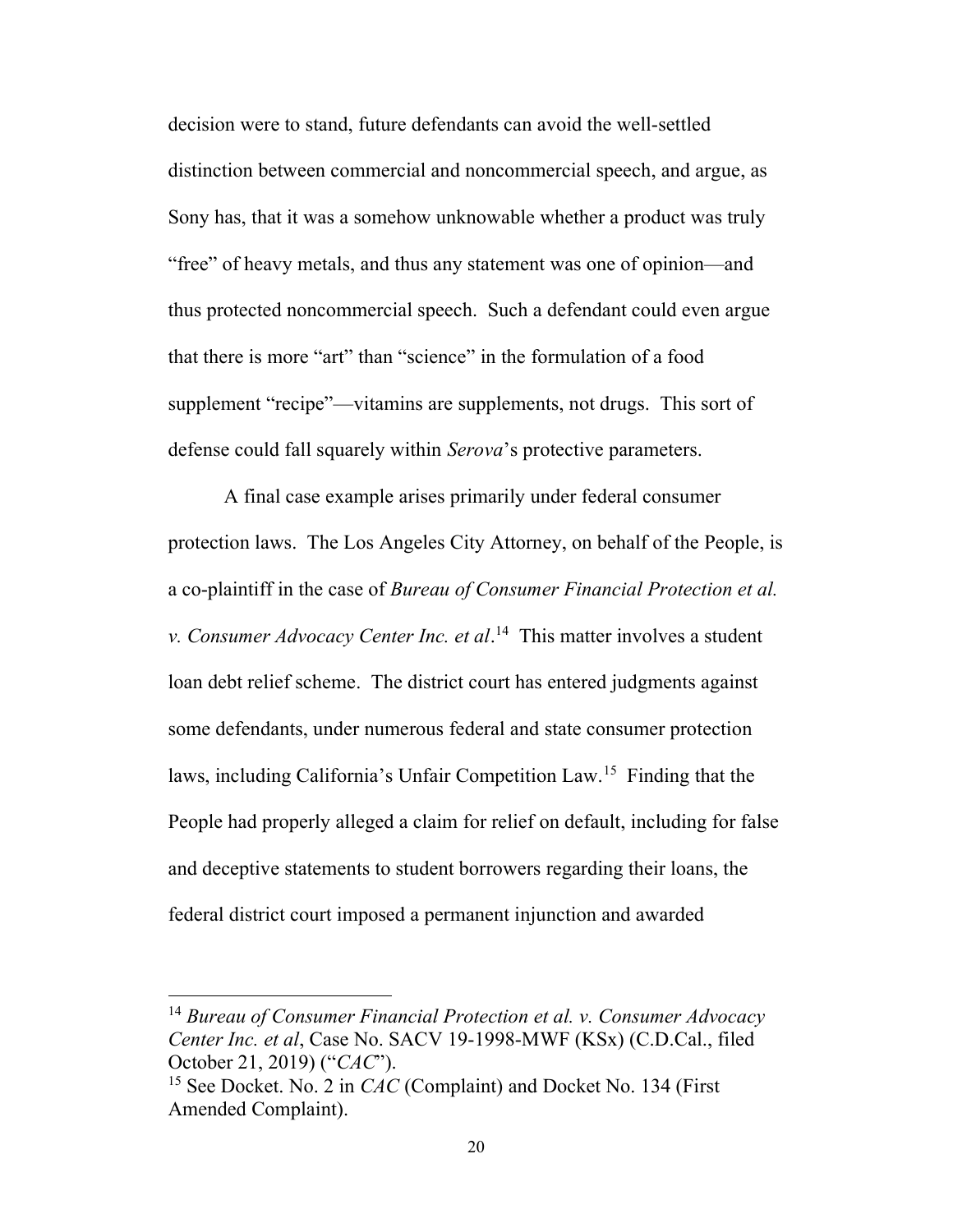decision were to stand, future defendants can avoid the well-settled distinction between commercial and noncommercial speech, and argue, as Sony has, that it was a somehow unknowable whether a product was truly "free" of heavy metals, and thus any statement was one of opinion—and thus protected noncommercial speech. Such a defendant could even argue that there is more "art" than "science" in the formulation of a food supplement "recipe"—vitamins are supplements, not drugs. This sort of defense could fall squarely within *Serova*'s protective parameters.

A final case example arises primarily under federal consumer protection laws. The Los Angeles City Attorney, on behalf of the People, is a co-plaintiff in the case of *Bureau of Consumer Financial Protection et al. v. Consumer Advocacy Center Inc. et al*.[14] This matter involves a student loan debt relief scheme. The district court has entered judgments against some defendants, under numerous federal and state consumer protection laws, including California's Unfair Competition Law.[15] Finding that the People had properly alleged a claim for relief on default, including for false and deceptive statements to student borrowers regarding their loans, the federal district court imposed a permanent injunction and awarded

[14] *Bureau of Consumer Financial Protection et al. v. Consumer Advocacy Center Inc. et al*, Case No. SACV 19-1998-MWF (KSx) (C.D.Cal., filed October 21, 2019) ("*CAC*").

[15] See Docket. No. 2 in *CAC* (Complaint) and Docket No. 134 (First Amended Complaint).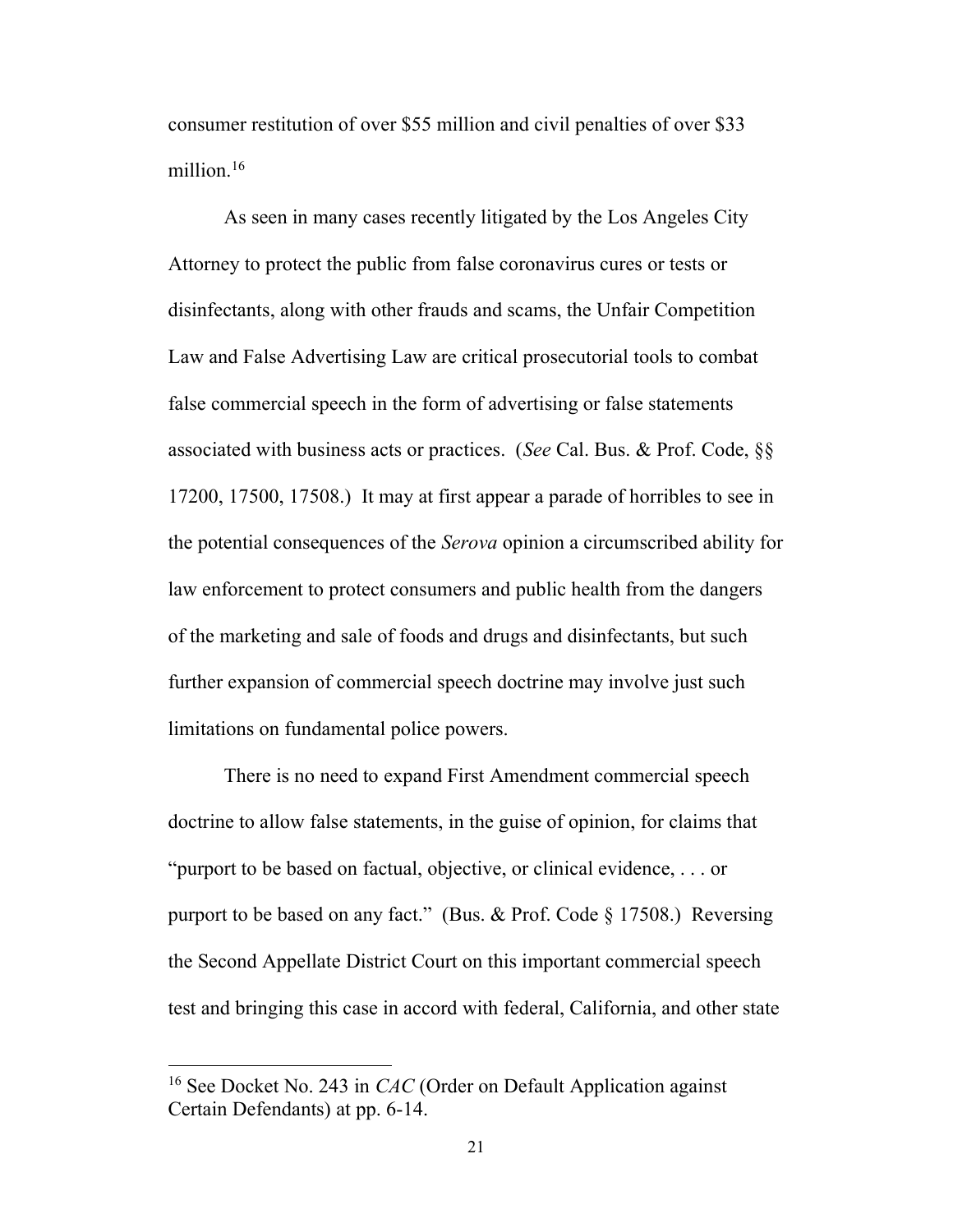consumer restitution of over $55 million and civil penalties of over $33 million.[16]

As seen in many cases recently litigated by the Los Angeles City Attorney to protect the public from false coronavirus cures or tests or disinfectants, along with other frauds and scams, the Unfair Competition Law and False Advertising Law are critical prosecutorial tools to combat false commercial speech in the form of advertising or false statements associated with business acts or practices. (*See* Cal. Bus. & Prof. Code, §§ 17200, 17500, 17508.) It may at first appear a parade of horribles to see in the potential consequences of the *Serova* opinion a circumscribed ability for law enforcement to protect consumers and public health from the dangers of the marketing and sale of foods and drugs and disinfectants, but such further expansion of commercial speech doctrine may involve just such limitations on fundamental police powers.

There is no need to expand First Amendment commercial speech doctrine to allow false statements, in the guise of opinion, for claims that "purport to be based on factual, objective, or clinical evidence, . . . or purport to be based on any fact." (Bus. & Prof. Code § 17508.) Reversing the Second Appellate District Court on this important commercial speech test and bringing this case in accord with federal, California, and other state

---

[16] See Docket No. 243 in *CAC* (Order on Default Application against Certain Defendants) at pp. 6-14.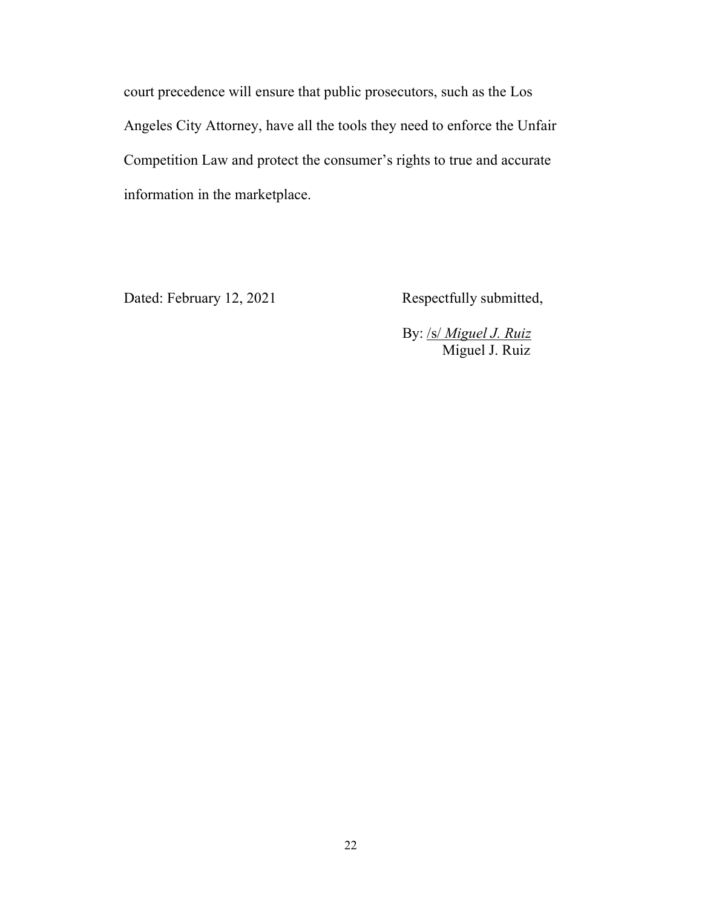court precedence will ensure that public prosecutors, such as the Los Angeles City Attorney, have all the tools they need to enforce the Unfair Competition Law and protect the consumer's rights to true and accurate information in the marketplace.

Dated: February 12, 2021

Respectfully submitted,

By: /s/ *Miguel J. Ruiz*
Miguel J. Ruiz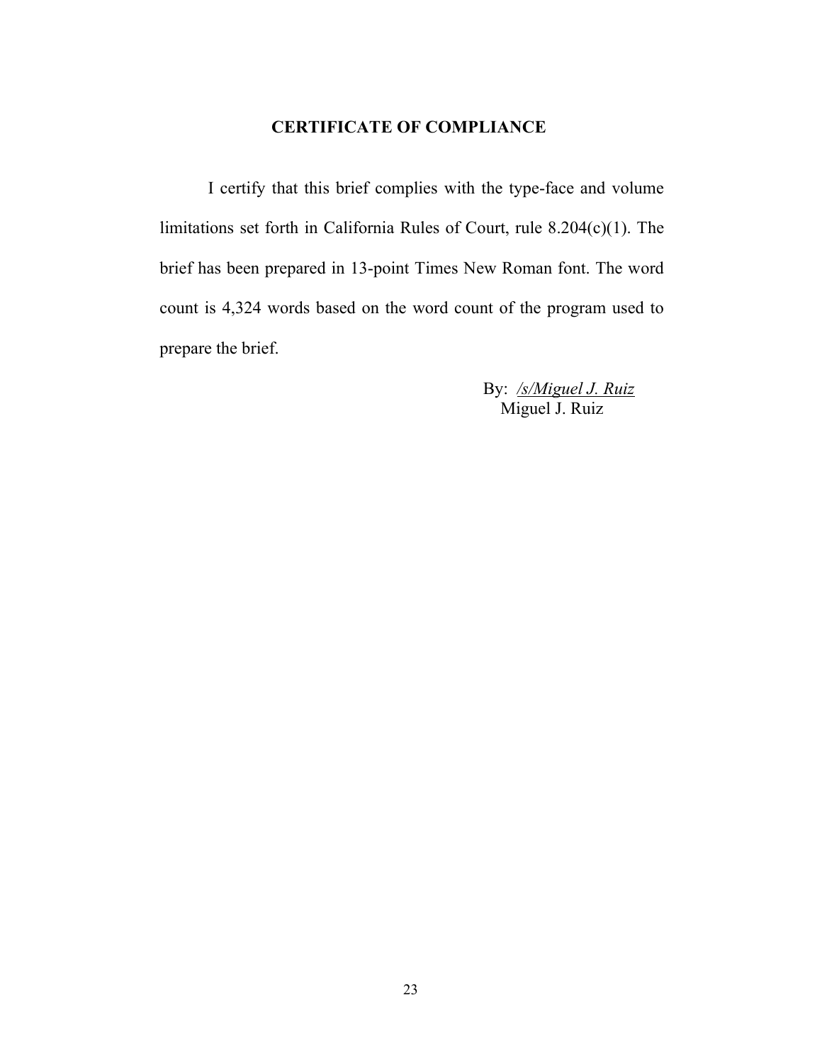# CERTIFICATE OF COMPLIANCE

I certify that this brief complies with the type-face and volume limitations set forth in California Rules of Court, rule 8.204(c)(1). The brief has been prepared in 13-point Times New Roman font. The word count is 4,324 words based on the word count of the program used to prepare the brief.

By: */s/Miguel J. Ruiz*
Miguel J. Ruiz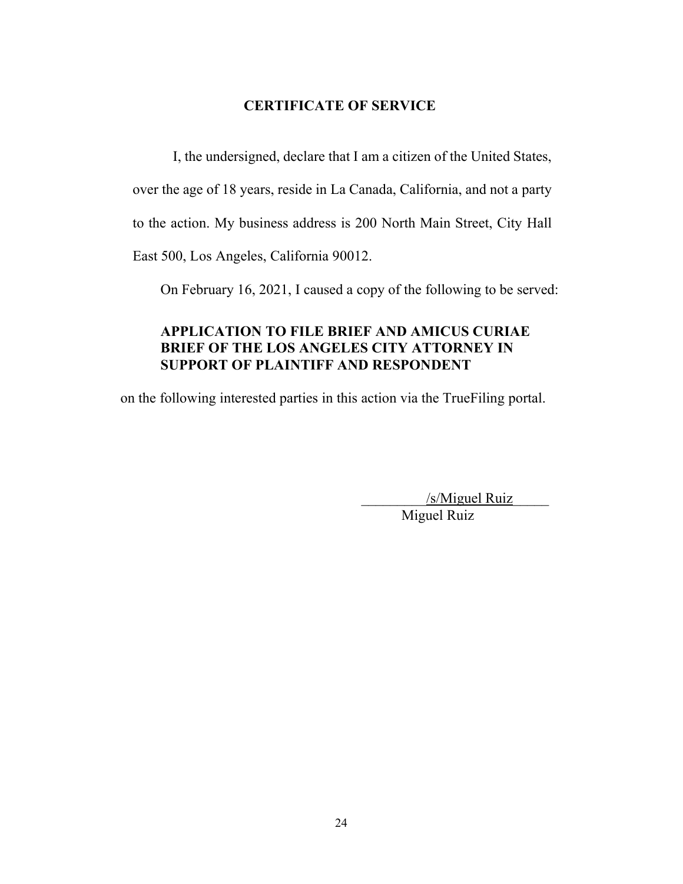# CERTIFICATE OF SERVICE

I, the undersigned, declare that I am a citizen of the United States, over the age of 18 years, reside in La Canada, California, and not a party to the action. My business address is 200 North Main Street, City Hall East 500, Los Angeles, California 90012.

On February 16, 2021, I caused a copy of the following to be served:

**APPLICATION TO FILE BRIEF AND AMICUS CURIAE BRIEF OF THE LOS ANGELES CITY ATTORNEY IN SUPPORT OF PLAINTIFF AND RESPONDENT**

on the following interested parties in this action via the TrueFiling portal.

/s/Miguel Ruiz
Miguel Ruiz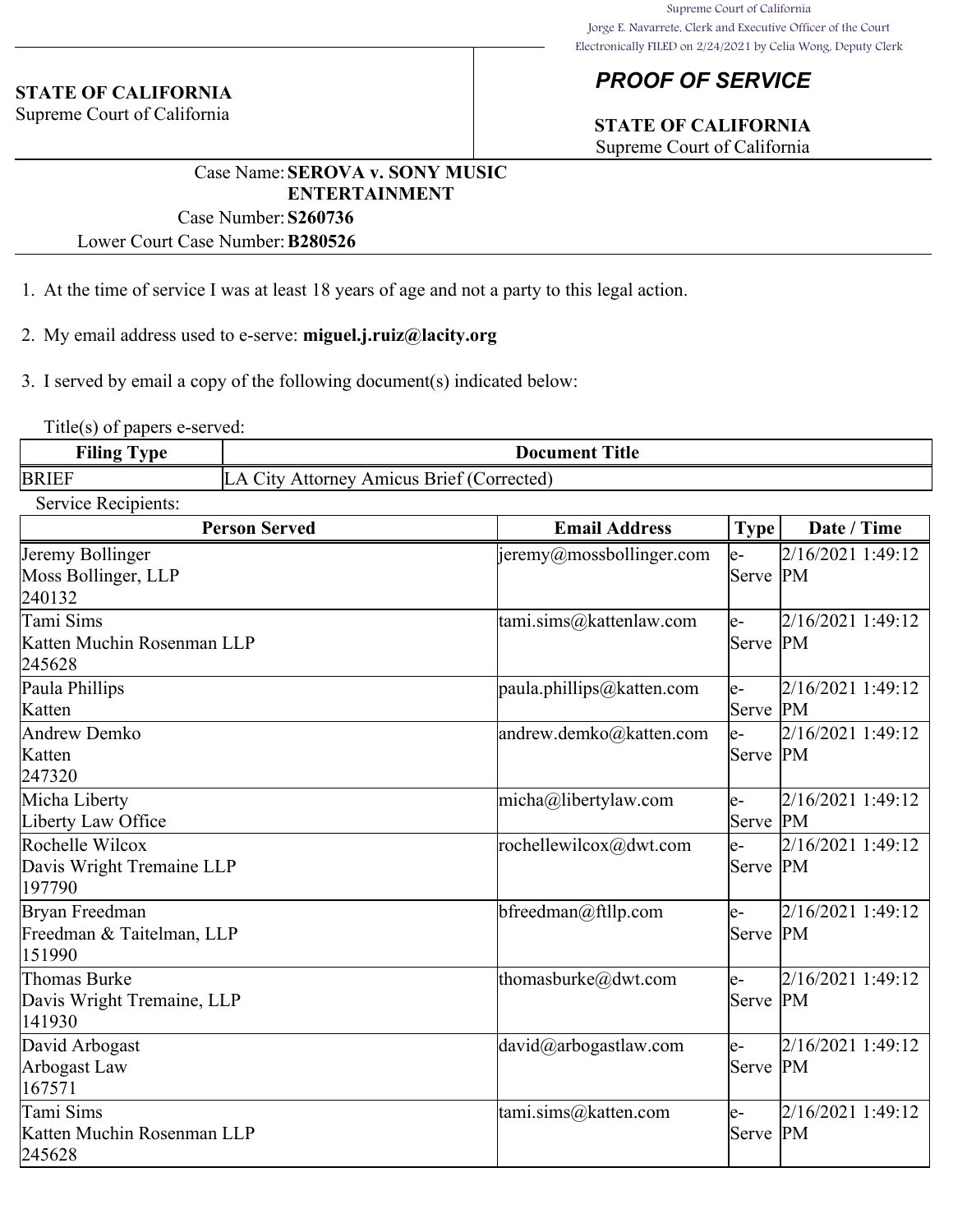Supreme Court of California
Jorge E. Navarrete, Clerk and Executive Officer of the Court
Electronically FILED on 2/24/2021 by Celia Wong, Deputy Clerk

**STATE OF CALIFORNIA**
Supreme Court of California

## *PROOF OF SERVICE*

**STATE OF CALIFORNIA**
Supreme Court of California

Case Name: **SEROVA v. SONY MUSIC ENTERTAINMENT**
Case Number: **S260736**
Lower Court Case Number: **B280526**

1. At the time of service I was at least 18 years of age and not a party to this legal action.

2. My email address used to e-serve: **miguel.j.ruiz@lacity.org**

3. I served by email a copy of the following document(s) indicated below:

Title(s) of papers e-served:

| Filing Type | Document Title |
|---|---|
| BRIEF | LA City Attorney Amicus Brief (Corrected) |

Service Recipients:

| Person Served | Email Address | Type | Date / Time |
|---|---|---|---|
| Jeremy Bollinger<br>Moss Bollinger, LLP<br>240132 | jeremy@mossbollinger.com | e-Serve | 2/16/2021 1:49:12 PM |
| Tami Sims<br>Katten Muchin Rosenman LLP<br>245628 | tami.sims@kattenlaw.com | e-Serve | 2/16/2021 1:49:12 PM |
| Paula Phillips<br>Katten | paula.phillips@katten.com | e-Serve | 2/16/2021 1:49:12 PM |
| Andrew Demko<br>Katten<br>247320 | andrew.demko@katten.com | e-Serve | 2/16/2021 1:49:12 PM |
| Micha Liberty<br>Liberty Law Office | micha@libertylaw.com | e-Serve | 2/16/2021 1:49:12 PM |
| Rochelle Wilcox<br>Davis Wright Tremaine LLP<br>197790 | rochellewilcox@dwt.com | e-Serve | 2/16/2021 1:49:12 PM |
| Bryan Freedman<br>Freedman & Taitelman, LLP<br>151990 | bfreedman@ftllp.com | e-Serve | 2/16/2021 1:49:12 PM |
| Thomas Burke<br>Davis Wright Tremaine, LLP<br>141930 | thomasburke@dwt.com | e-Serve | 2/16/2021 1:49:12 PM |
| David Arbogast<br>Arbogast Law<br>167571 | david@arbogastlaw.com | e-Serve | 2/16/2021 1:49:12 PM |
| Tami Sims<br>Katten Muchin Rosenman LLP<br>245628 | tami.sims@katten.com | e-Serve | 2/16/2021 1:49:12 PM |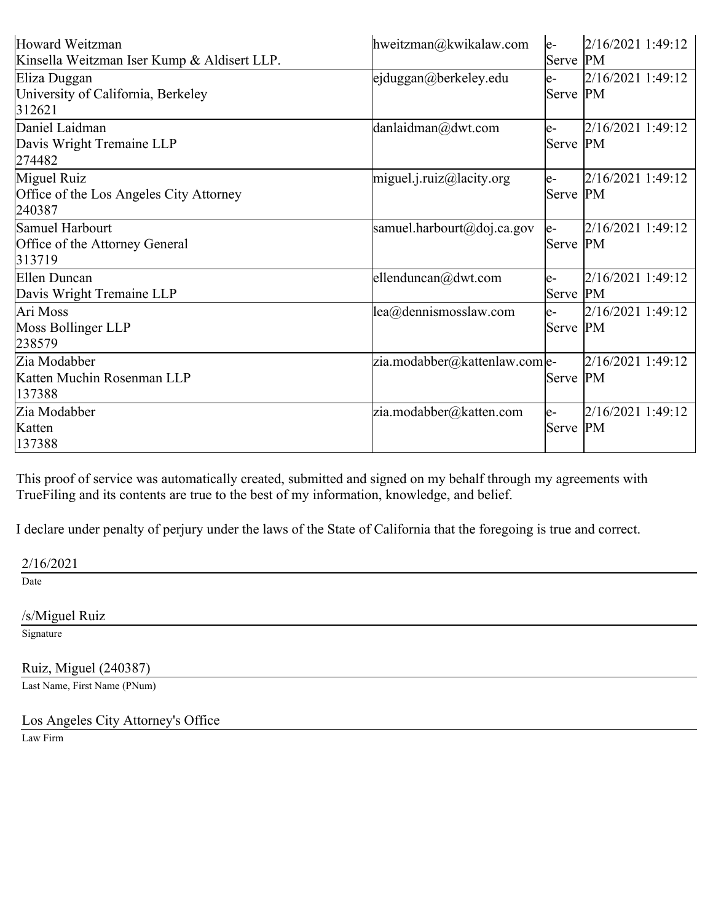| | | | |
|---|---|---|---|
| Howard Weitzman<br>Kinsella Weitzman Iser Kump & Aldisert LLP. | hweitzman@kwikalaw.com | e-Serve | 2/16/2021 1:49:12 PM |
| Eliza Duggan<br>University of California, Berkeley<br>312621 | ejduggan@berkeley.edu | e-Serve | 2/16/2021 1:49:12 PM |
| Daniel Laidman<br>Davis Wright Tremaine LLP<br>274482 | danlaidman@dwt.com | e-Serve | 2/16/2021 1:49:12 PM |
| Miguel Ruiz<br>Office of the Los Angeles City Attorney<br>240387 | miguel.j.ruiz@lacity.org | e-Serve | 2/16/2021 1:49:12 PM |
| Samuel Harbourt<br>Office of the Attorney General<br>313719 | samuel.harbourt@doj.ca.gov | e-Serve | 2/16/2021 1:49:12 PM |
| Ellen Duncan<br>Davis Wright Tremaine LLP | ellenduncan@dwt.com | e-Serve | 2/16/2021 1:49:12 PM |
| Ari Moss<br>Moss Bollinger LLP<br>238579 | lea@dennismosslaw.com | e-Serve | 2/16/2021 1:49:12 PM |
| Zia Modabber<br>Katten Muchin Rosenman LLP<br>137388 | zia.modabber@kattenlaw.com | e-Serve | 2/16/2021 1:49:12 PM |
| Zia Modabber<br>Katten<br>137388 | zia.modabber@katten.com | e-Serve | 2/16/2021 1:49:12 PM |

This proof of service was automatically created, submitted and signed on my behalf through my agreements with TrueFiling and its contents are true to the best of my information, knowledge, and belief.

I declare under penalty of perjury under the laws of the State of California that the foregoing is true and correct.

2/16/2021
Date

/s/Miguel Ruiz
Signature

Ruiz, Miguel (240387)
Last Name, First Name (PNum)

Los Angeles City Attorney's Office
Law Firm